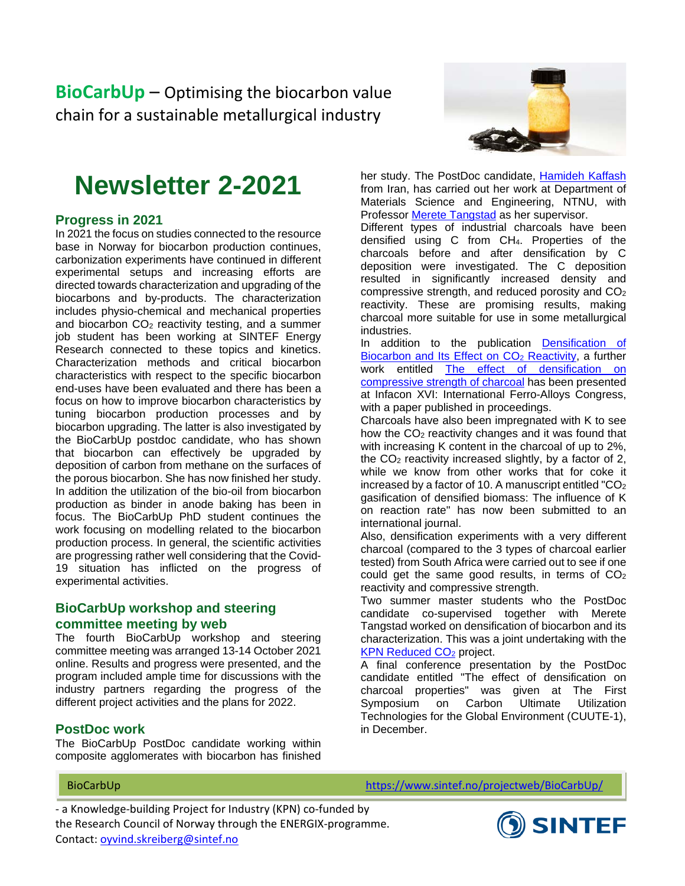**BioCarbUp** – Optimising the biocarbon value chain for a sustainable metallurgical industry

# Newsletter 2-2021

## Progress in 2021

In 2021 the focus on studies connected to the resource base in Norway for biocarbon production continues, carbonization experiments have continued in different experimental setups and increasing efforts are directed towards characterization and upgrading of the biocarbons and by-products. The characterization includes physio-chemical and mechanical properties and biocarbon $CO_2$ reactivity testing, and a summer job student has been working at SINTEF Energy Research connected to these topics and kinetics. Characterization methods and critical biocarbon characteristics with respect to the specific biocarbon end-uses have been evaluated and there has been a focus on how to improve biocarbon characteristics by tuning biocarbon production processes and by biocarbon upgrading. The latter is also investigated by the BioCarbUp postdoc candidate, who has shown that biocarbon can effectively be upgraded by deposition of carbon from methane on the surfaces of the porous biocarbon. She has now finished her study. In addition the utilization of the bio-oil from biocarbon production as binder in anode baking has been in focus. The BioCarbUp PhD student continues the work focusing on modelling related to the biocarbon production process. In general, the scientific activities are progressing rather well considering that the Covid-19 situation has inflicted on the progress of experimental activities.

## BioCarbUp workshop and steering committee meeting by web

The fourth BioCarbUp workshop and steering committee meeting was arranged 13-14 October 2021 online. Results and progress were presented, and the program included ample time for discussions with the industry partners regarding the progress of the different project activities and the plans for 2022.

## PostDoc work

The BioCarbUp PostDoc candidate working within composite agglomerates with biocarbon has finished her study. The PostDoc candidate, Hamideh Kaffash from Iran, has carried out her work at Department of Materials Science and Engineering, NTNU, with Professor Merete Tangstad as her supervisor.

Different types of industrial charcoals have been densified using C from $CH_4$. Properties of the charcoals before and after densification by C deposition were investigated. The C deposition resulted in significantly increased density and compressive strength, and reduced porosity and $CO_2$ reactivity. These are promising results, making charcoal more suitable for use in some metallurgical industries.

In addition to the publication Densification of Biocarbon and Its Effect on $CO_2$ Reactivity, a further work entitled The effect of densification on compressive strength of charcoal has been presented at Infacon XVI: International Ferro-Alloys Congress, with a paper published in proceedings.

Charcoals have also been impregnated with K to see how the $CO_2$ reactivity changes and it was found that with increasing K content in the charcoal of up to 2%, the $CO_2$ reactivity increased slightly, by a factor of 2, while we know from other works that for coke it increased by a factor of 10. A manuscript entitled "$CO_2$ gasification of densified biomass: The influence of K on reaction rate" has now been submitted to an international journal.

Also, densification experiments with a very different charcoal (compared to the 3 types of charcoal earlier tested) from South Africa were carried out to see if one could get the same good results, in terms of $CO_2$ reactivity and compressive strength.

Two summer master students who the PostDoc candidate co-supervised together with Merete Tangstad worked on densification of biocarbon and its characterization. This was a joint undertaking with the KPN Reduced $CO_2$ project.

A final conference presentation by the PostDoc candidate entitled "The effect of densification on charcoal properties" was given at The First Symposium on Carbon Ultimate Utilization Technologies for the Global Environment (CUUTE-1), in December.

BioCarbUp https://www.sintef.no/projectweb/BioCarbUp/

- a Knowledge-building Project for Industry (KPN) co-funded by the Research Council of Norway through the ENERGIX-programme.
Contact: oyvind.skreiberg@sintef.no

SINTEF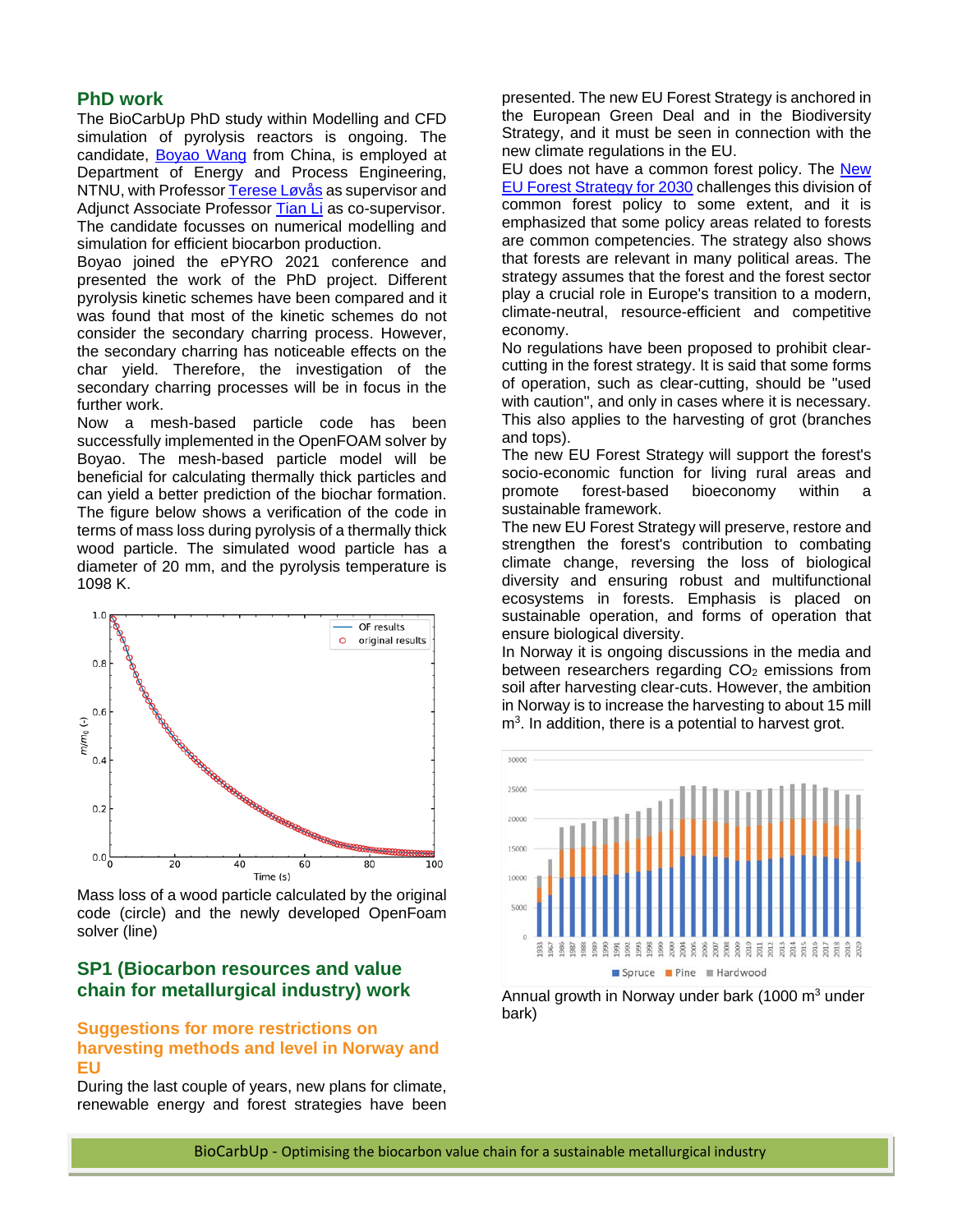## PhD work

The BioCarbUp PhD study within Modelling and CFD simulation of pyrolysis reactors is ongoing. The candidate, Boyao Wang from China, is employed at Department of Energy and Process Engineering, NTNU, with Professor Terese Løvås as supervisor and Adjunct Associate Professor Tian Li as co-supervisor. The candidate focusses on numerical modelling and simulation for efficient biocarbon production.

Boyao joined the ePYRO 2021 conference and presented the work of the PhD project. Different pyrolysis kinetic schemes have been compared and it was found that most of the kinetic schemes do not consider the secondary charring process. However, the secondary charring has noticeable effects on the char yield. Therefore, the investigation of the secondary charring processes will be in focus in the further work.

Now a mesh-based particle code has been successfully implemented in the OpenFOAM solver by Boyao. The mesh-based particle model will be beneficial for calculating thermally thick particles and can yield a better prediction of the biochar formation. The figure below shows a verification of the code in terms of mass loss during pyrolysis of a thermally thick wood particle. The simulated wood particle has a diameter of 20 mm, and the pyrolysis temperature is 1098 K.

Mass loss of a wood particle calculated by the original code (circle) and the newly developed OpenFoam solver (line)

## SP1 (Biocarbon resources and value chain for metallurgical industry) work

### Suggestions for more restrictions on harvesting methods and level in Norway and EU

During the last couple of years, new plans for climate, renewable energy and forest strategies have been presented. The new EU Forest Strategy is anchored in the European Green Deal and in the Biodiversity Strategy, and it must be seen in connection with the new climate regulations in the EU.

EU does not have a common forest policy. The New EU Forest Strategy for 2030 challenges this division of common forest policy to some extent, and it is emphasized that some policy areas related to forests are common competencies. The strategy also shows that forests are relevant in many political areas. The strategy assumes that the forest and the forest sector play a crucial role in Europe's transition to a modern, climate-neutral, resource-efficient and competitive economy.

No regulations have been proposed to prohibit clear-cutting in the forest strategy. It is said that some forms of operation, such as clear-cutting, should be "used with caution", and only in cases where it is necessary. This also applies to the harvesting of grot (branches and tops).

The new EU Forest Strategy will support the forest's socio-economic function for living rural areas and promote forest-based bioeconomy within a sustainable framework.

The new EU Forest Strategy will preserve, restore and strengthen the forest's contribution to combating climate change, reversing the loss of biological diversity and ensuring robust and multifunctional ecosystems in forests. Emphasis is placed on sustainable operation, and forms of operation that ensure biological diversity.

In Norway it is ongoing discussions in the media and between researchers regarding $CO_2$ emissions from soil after harvesting clear-cuts. However, the ambition in Norway is to increase the harvesting to about 15 mill m$^3$. In addition, there is a potential to harvest grot.

Annual growth in Norway under bark (1000 m$^3$ under bark)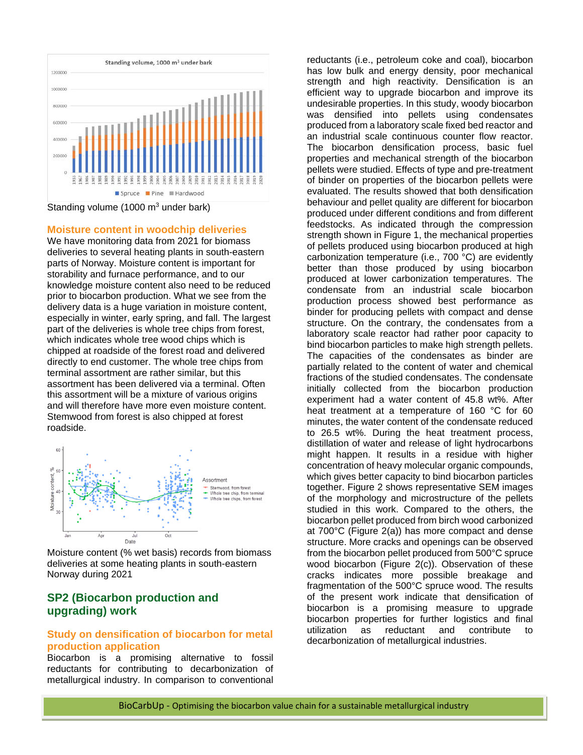Standing volume (1000 $m^3$ under bark)

### Moisture content in woodchip deliveries

We have monitoring data from 2021 for biomass deliveries to several heating plants in south-eastern parts of Norway. Moisture content is important for storability and furnace performance, and to our knowledge moisture content also need to be reduced prior to biocarbon production. What we see from the delivery data is a huge variation in moisture content, especially in winter, early spring, and fall. The largest part of the deliveries is whole tree chips from forest, which indicates whole tree wood chips which is chipped at roadside of the forest road and delivered directly to end customer. The whole tree chips from terminal assortment are rather similar, but this assortment has been delivered via a terminal. Often this assortment will be a mixture of various origins and will therefore have more even moisture content. Stemwood from forest is also chipped at forest roadside.

Moisture content (% wet basis) records from biomass deliveries at some heating plants in south-eastern Norway during 2021

## SP2 (Biocarbon production and upgrading) work

### Study on densification of biocarbon for metal production application

Biocarbon is a promising alternative to fossil reductants for contributing to decarbonization of metallurgical industry. In comparison to conventional reductants (i.e., petroleum coke and coal), biocarbon has low bulk and energy density, poor mechanical strength and high reactivity. Densification is an efficient way to upgrade biocarbon and improve its undesirable properties. In this study, woody biocarbon was densified into pellets using condensates produced from a laboratory scale fixed bed reactor and an industrial scale continuous counter flow reactor. The biocarbon densification process, basic fuel properties and mechanical strength of the biocarbon pellets were studied. Effects of type and pre-treatment of binder on properties of the biocarbon pellets were evaluated. The results showed that both densification behaviour and pellet quality are different for biocarbon produced under different conditions and from different feedstocks. As indicated through the compression strength shown in Figure 1, the mechanical properties of pellets produced using biocarbon produced at high carbonization temperature (i.e., 700 °C) are evidently better than those produced by using biocarbon produced at lower carbonization temperatures. The condensate from an industrial scale biocarbon production process showed best performance as binder for producing pellets with compact and dense structure. On the contrary, the condensates from a laboratory scale reactor had rather poor capacity to bind biocarbon particles to make high strength pellets. The capacities of the condensates as binder are partially related to the content of water and chemical fractions of the studied condensates. The condensate initially collected from the biocarbon production experiment had a water content of 45.8 wt%. After heat treatment at a temperature of 160 °C for 60 minutes, the water content of the condensate reduced to 26.5 wt%. During the heat treatment process, distillation of water and release of light hydrocarbons might happen. It results in a residue with higher concentration of heavy molecular organic compounds, which gives better capacity to bind biocarbon particles together. Figure 2 shows representative SEM images of the morphology and microstructure of the pellets studied in this work. Compared to the others, the biocarbon pellet produced from birch wood carbonized at 700°C (Figure 2(a)) has more compact and dense structure. More cracks and openings can be observed from the biocarbon pellet produced from 500°C spruce wood biocarbon (Figure 2(c)). Observation of these cracks indicates more possible breakage and fragmentation of the 500°C spruce wood. The results of the present work indicate that densification of biocarbon is a promising measure to upgrade biocarbon properties for further logistics and final utilization as reductant and contribute to decarbonization of metallurgical industries.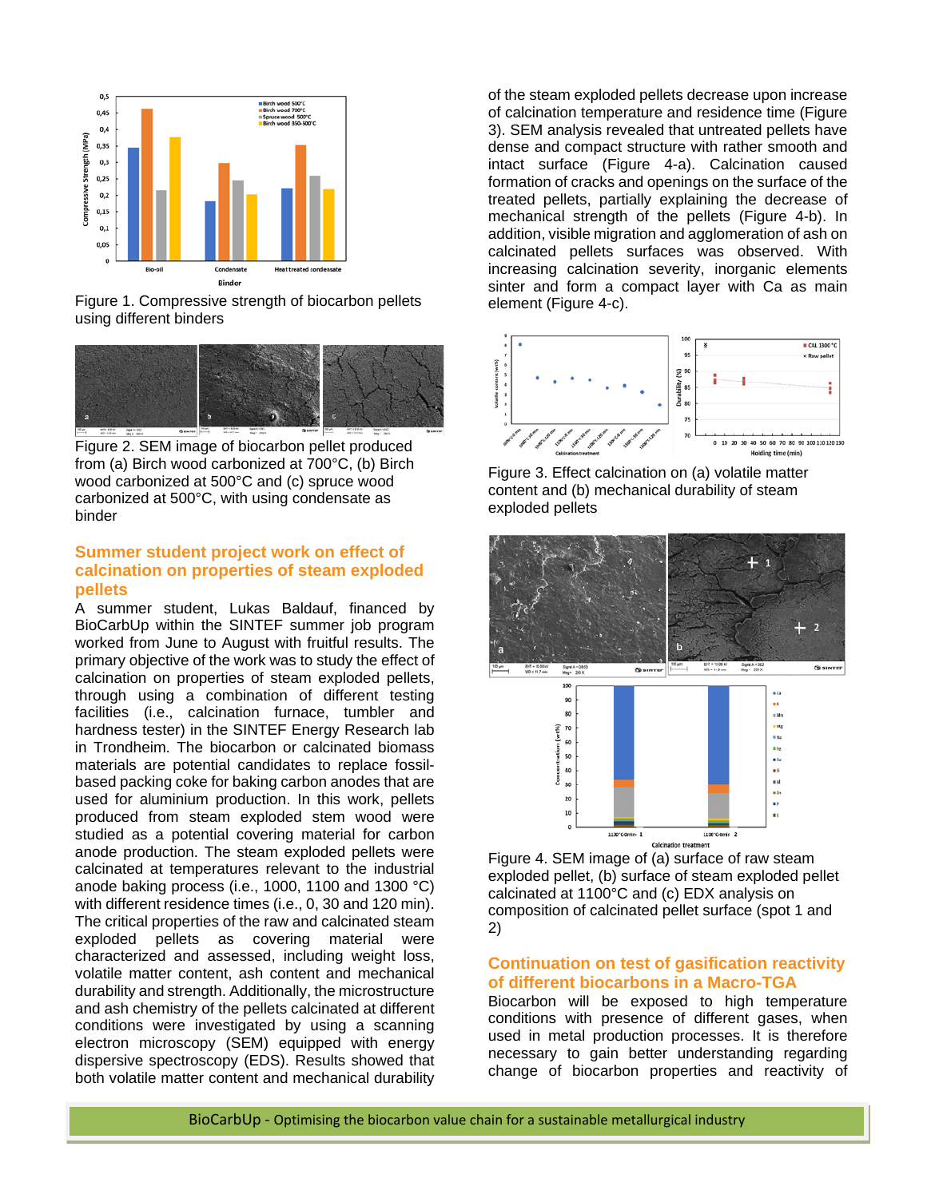Figure 1. Compressive strength of biocarbon pellets using different binders

Figure 2. SEM image of biocarbon pellet produced from (a) Birch wood carbonized at 700°C, (b) Birch wood carbonized at 500°C and (c) spruce wood carbonized at 500°C, with using condensate as binder

## Summer student project work on effect of calcination on properties of steam exploded pellets

A summer student, Lukas Baldauf, financed by BioCarbUp within the SINTEF summer job program worked from June to August with fruitful results. The primary objective of the work was to study the effect of calcination on properties of steam exploded pellets, through using a combination of different testing facilities (i.e., calcination furnace, tumbler and hardness tester) in the SINTEF Energy Research lab in Trondheim. The biocarbon or calcinated biomass materials are potential candidates to replace fossil-based packing coke for baking carbon anodes that are used for aluminium production. In this work, pellets produced from steam exploded stem wood were studied as a potential covering material for carbon anode production. The steam exploded pellets were calcinated at temperatures relevant to the industrial anode baking process (i.e., 1000, 1100 and 1300 °C) with different residence times (i.e., 0, 30 and 120 min). The critical properties of the raw and calcinated steam exploded pellets as covering material were characterized and assessed, including weight loss, volatile matter content, ash content and mechanical durability and strength. Additionally, the microstructure and ash chemistry of the pellets calcinated at different conditions were investigated by using a scanning electron microscopy (SEM) equipped with energy dispersive spectroscopy (EDS). Results showed that both volatile matter content and mechanical durability of the steam exploded pellets decrease upon increase of calcination temperature and residence time (Figure 3). SEM analysis revealed that untreated pellets have dense and compact structure with rather smooth and intact surface (Figure 4-a). Calcination caused formation of cracks and openings on the surface of the treated pellets, partially explaining the decrease of mechanical strength of the pellets (Figure 4-b). In addition, visible migration and agglomeration of ash on calcinated pellets surfaces was observed. With increasing calcination severity, inorganic elements sinter and form a compact layer with Ca as main element (Figure 4-c).

Figure 3. Effect calcination on (a) volatile matter content and (b) mechanical durability of steam exploded pellets

Figure 4. SEM image of (a) surface of raw steam exploded pellet, (b) surface of steam exploded pellet calcinated at 1100°C and (c) EDX analysis on composition of calcinated pellet surface (spot 1 and 2)

## Continuation on test of gasification reactivity of different biocarbons in a Macro-TGA

Biocarbon will be exposed to high temperature conditions with presence of different gases, when used in metal production processes. It is therefore necessary to gain better understanding regarding change of biocarbon properties and reactivity of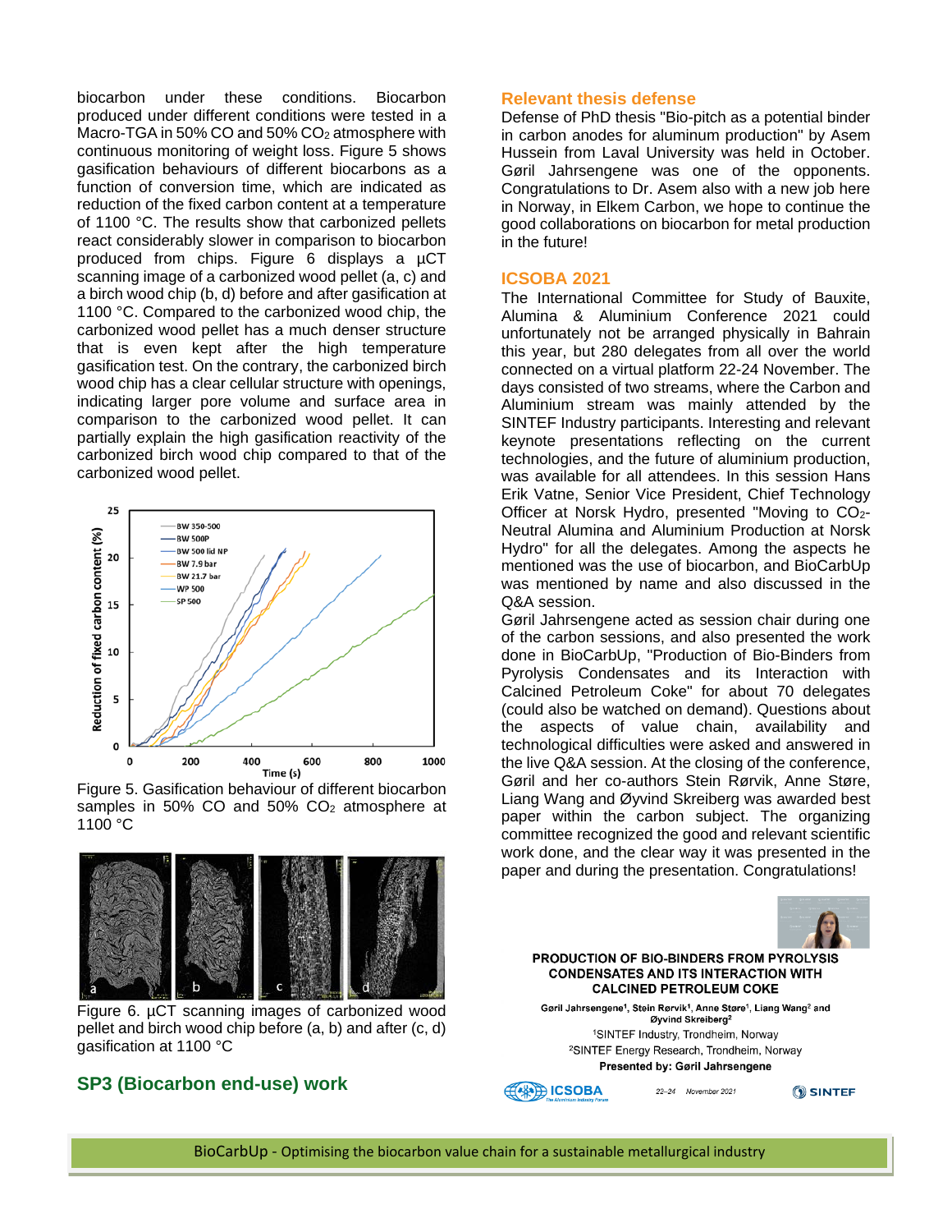biocarbon under these conditions. Biocarbon produced under different conditions were tested in a Macro-TGA in 50% CO and 50% $CO_2$ atmosphere with continuous monitoring of weight loss. Figure 5 shows gasification behaviours of different biocarbons as a function of conversion time, which are indicated as reduction of the fixed carbon content at a temperature of 1100 °C. The results show that carbonized pellets react considerably slower in comparison to biocarbon produced from chips. Figure 6 displays a µCT scanning image of a carbonized wood pellet (a, c) and a birch wood chip (b, d) before and after gasification at 1100 °C. Compared to the carbonized wood chip, the carbonized wood pellet has a much denser structure that is even kept after the high temperature gasification test. On the contrary, the carbonized birch wood chip has a clear cellular structure with openings, indicating larger pore volume and surface area in comparison to the carbonized wood pellet. It can partially explain the high gasification reactivity of the carbonized birch wood chip compared to that of the carbonized wood pellet.

Figure 5. Gasification behaviour of different biocarbon samples in 50% CO and 50% $CO_2$ atmosphere at 1100 °C

Figure 6. µCT scanning images of carbonized wood pellet and birch wood chip before (a, b) and after (c, d) gasification at 1100 °C

## SP3 (Biocarbon end-use) work

## Relevant thesis defense

Defense of PhD thesis "Bio-pitch as a potential binder in carbon anodes for aluminum production" by Asem Hussein from Laval University was held in October. Gøril Jahrsengene was one of the opponents. Congratulations to Dr. Asem also with a new job here in Norway, in Elkem Carbon, we hope to continue the good collaborations on biocarbon for metal production in the future!

## ICSOBA 2021

The International Committee for Study of Bauxite, Alumina & Aluminium Conference 2021 could unfortunately not be arranged physically in Bahrain this year, but 280 delegates from all over the world connected on a virtual platform 22-24 November. The days consisted of two streams, where the Carbon and Aluminium stream was mainly attended by the SINTEF Industry participants. Interesting and relevant keynote presentations reflecting on the current technologies, and the future of aluminium production, was available for all attendees. In this session Hans Erik Vatne, Senior Vice President, Chief Technology Officer at Norsk Hydro, presented "Moving to $CO_2$-Neutral Alumina and Aluminium Production at Norsk Hydro" for all the delegates. Among the aspects he mentioned was the use of biocarbon, and BioCarbUp was mentioned by name and also discussed in the Q&A session.

Gøril Jahrsengene acted as session chair during one of the carbon sessions, and also presented the work done in BioCarbUp, "Production of Bio-Binders from Pyrolysis Condensates and its Interaction with Calcined Petroleum Coke" for about 70 delegates (could also be watched on demand). Questions about the aspects of value chain, availability and technological difficulties were asked and answered in the live Q&A session. At the closing of the conference, Gøril and her co-authors Stein Rørvik, Anne Støre, Liang Wang and Øyvind Skreiberg was awarded best paper within the carbon subject. The organizing committee recognized the good and relevant scientific work done, and the clear way it was presented in the paper and during the presentation. Congratulations!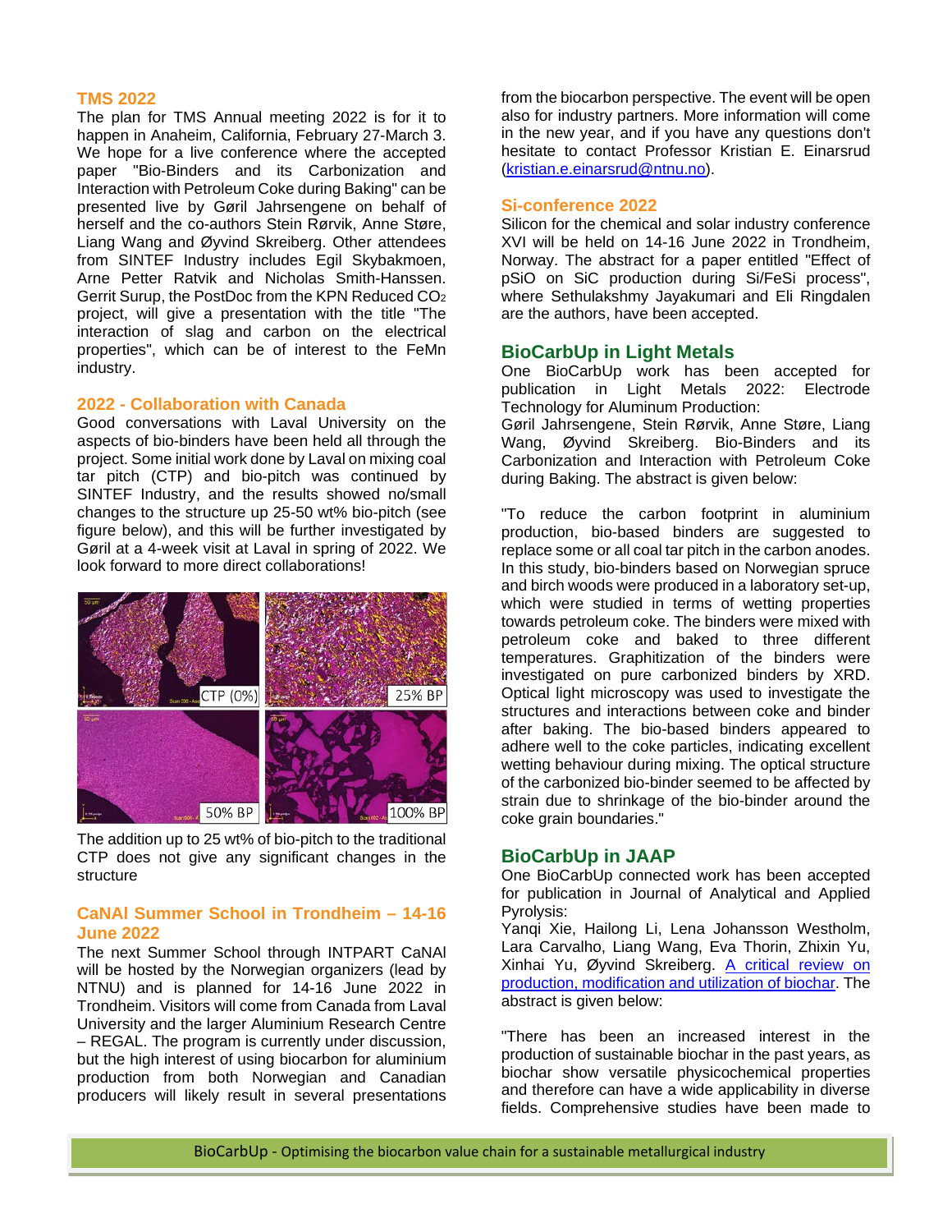### TMS 2022

The plan for TMS Annual meeting 2022 is for it to happen in Anaheim, California, February 27-March 3. We hope for a live conference where the accepted paper "Bio-Binders and its Carbonization and Interaction with Petroleum Coke during Baking" can be presented live by Gøril Jahrsengene on behalf of herself and the co-authors Stein Rørvik, Anne Støre, Liang Wang and Øyvind Skreiberg. Other attendees from SINTEF Industry includes Egil Skybakmoen, Arne Petter Ratvik and Nicholas Smith-Hanssen. Gerrit Surup, the PostDoc from the KPN Reduced $CO_2$ project, will give a presentation with the title "The interaction of slag and carbon on the electrical properties", which can be of interest to the FeMn industry.

### 2022 - Collaboration with Canada

Good conversations with Laval University on the aspects of bio-binders have been held all through the project. Some initial work done by Laval on mixing coal tar pitch (CTP) and bio-pitch was continued by SINTEF Industry, and the results showed no/small changes to the structure up 25-50 wt% bio-pitch (see figure below), and this will be further investigated by Gøril at a 4-week visit at Laval in spring of 2022. We look forward to more direct collaborations!

CTP (0%) | 25% BP | 50% BP | 100% BP

The addition up to 25 wt% of bio-pitch to the traditional CTP does not give any significant changes in the structure

### CaNAl Summer School in Trondheim – 14-16 June 2022

The next Summer School through INTPART CaNAl will be hosted by the Norwegian organizers (lead by NTNU) and is planned for 14-16 June 2022 in Trondheim. Visitors will come from Canada from Laval University and the larger Aluminium Research Centre – REGAL. The program is currently under discussion, but the high interest of using biocarbon for aluminium production from both Norwegian and Canadian producers will likely result in several presentations from the biocarbon perspective. The event will be open also for industry partners. More information will come in the new year, and if you have any questions don't hesitate to contact Professor Kristian E. Einarsrud (kristian.e.einarsrud@ntnu.no).

### Si-conference 2022

Silicon for the chemical and solar industry conference XVI will be held on 14-16 June 2022 in Trondheim, Norway. The abstract for a paper entitled "Effect of pSiO on SiC production during Si/FeSi process", where Sethulakshmy Jayakumari and Eli Ringdalen are the authors, have been accepted.

## BioCarbUp in Light Metals

One BioCarbUp work has been accepted for publication in Light Metals 2022: Electrode Technology for Aluminum Production:
Gøril Jahrsengene, Stein Rørvik, Anne Støre, Liang Wang, Øyvind Skreiberg. Bio-Binders and its Carbonization and Interaction with Petroleum Coke during Baking. The abstract is given below:

"To reduce the carbon footprint in aluminium production, bio-based binders are suggested to replace some or all coal tar pitch in the carbon anodes. In this study, bio-binders based on Norwegian spruce and birch woods were produced in a laboratory set-up, which were studied in terms of wetting properties towards petroleum coke. The binders were mixed with petroleum coke and baked to three different temperatures. Graphitization of the binders were investigated on pure carbonized binders by XRD. Optical light microscopy was used to investigate the structures and interactions between coke and binder after baking. The bio-based binders appeared to adhere well to the coke particles, indicating excellent wetting behaviour during mixing. The optical structure of the carbonized bio-binder seemed to be affected by strain due to shrinkage of the bio-binder around the coke grain boundaries."

## BioCarbUp in JAAP

One BioCarbUp connected work has been accepted for publication in Journal of Analytical and Applied Pyrolysis:
Yanqi Xie, Hailong Li, Lena Johansson Westholm, Lara Carvalho, Liang Wang, Eva Thorin, Zhixin Yu, Xinhai Yu, Øyvind Skreiberg. A critical review on production, modification and utilization of biochar. The abstract is given below:

"There has been an increased interest in the production of sustainable biochar in the past years, as biochar show versatile physicochemical properties and therefore can have a wide applicability in diverse fields. Comprehensive studies have been made to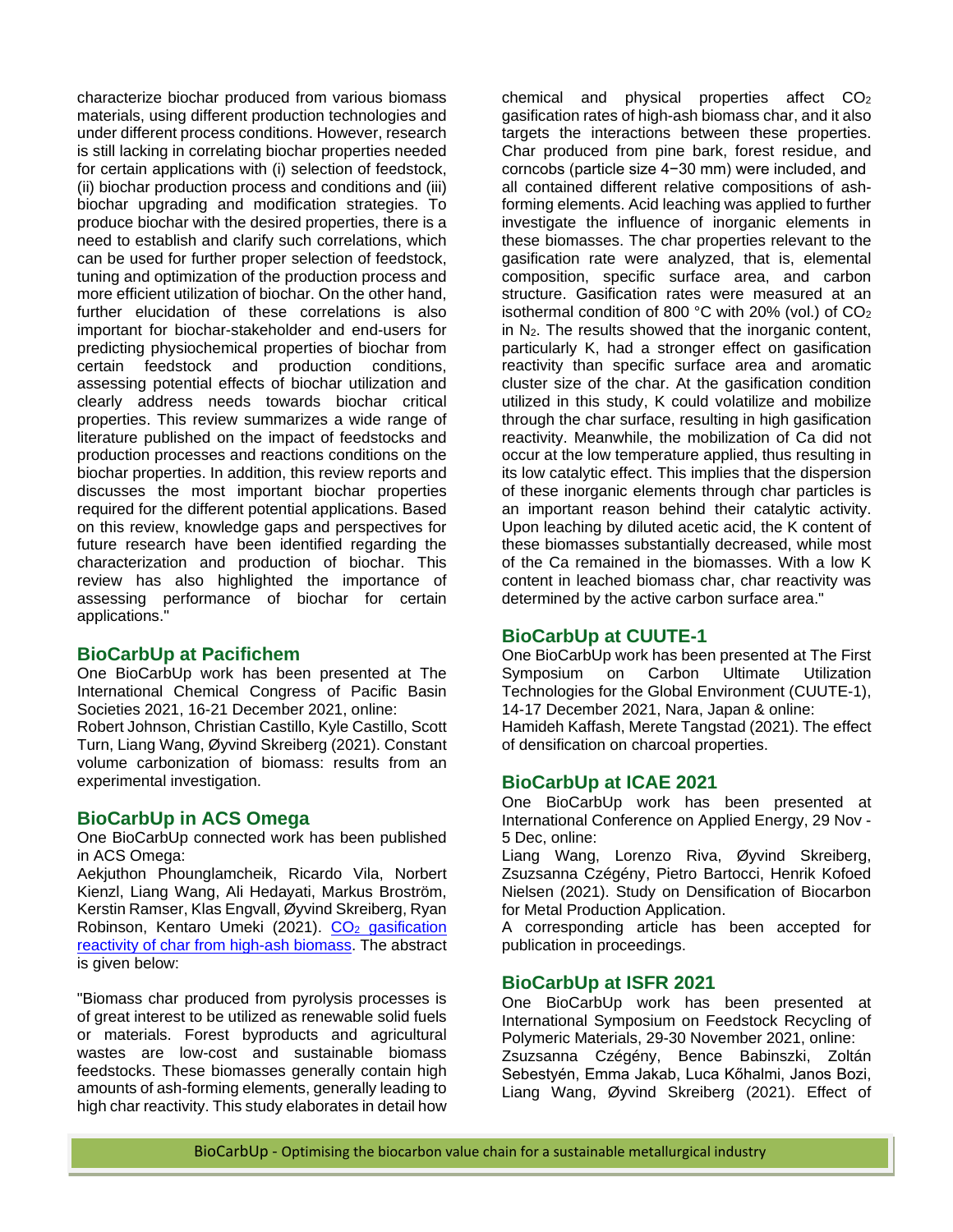characterize biochar produced from various biomass materials, using different production technologies and under different process conditions. However, research is still lacking in correlating biochar properties needed for certain applications with (i) selection of feedstock, (ii) biochar production process and conditions and (iii) biochar upgrading and modification strategies. To produce biochar with the desired properties, there is a need to establish and clarify such correlations, which can be used for further proper selection of feedstock, tuning and optimization of the production process and more efficient utilization of biochar. On the other hand, further elucidation of these correlations is also important for biochar-stakeholder and end-users for predicting physiochemical properties of biochar from certain feedstock and production conditions, assessing potential effects of biochar utilization and clearly address needs towards biochar critical properties. This review summarizes a wide range of literature published on the impact of feedstocks and production processes and reactions conditions on the biochar properties. In addition, this review reports and discusses the most important biochar properties required for the different potential applications. Based on this review, knowledge gaps and perspectives for future research have been identified regarding the characterization and production of biochar. This review has also highlighted the importance of assessing performance of biochar for certain applications."

## BioCarbUp at Pacifichem

One BioCarbUp work has been presented at The International Chemical Congress of Pacific Basin Societies 2021, 16-21 December 2021, online:
Robert Johnson, Christian Castillo, Kyle Castillo, Scott Turn, Liang Wang, Øyvind Skreiberg (2021). Constant volume carbonization of biomass: results from an experimental investigation.

## BioCarbUp in ACS Omega

One BioCarbUp connected work has been published in ACS Omega:
Aekjuthon Phounglamcheik, Ricardo Vila, Norbert Kienzl, Liang Wang, Ali Hedayati, Markus Broström, Kerstin Ramser, Klas Engvall, Øyvind Skreiberg, Ryan Robinson, Kentaro Umeki (2021). $CO_2$ gasification reactivity of char from high-ash biomass. The abstract is given below:

"Biomass char produced from pyrolysis processes is of great interest to be utilized as renewable solid fuels or materials. Forest byproducts and agricultural wastes are low-cost and sustainable biomass feedstocks. These biomasses generally contain high amounts of ash-forming elements, generally leading to high char reactivity. This study elaborates in detail how chemical and physical properties affect $CO_2$ gasification rates of high-ash biomass char, and it also targets the interactions between these properties. Char produced from pine bark, forest residue, and corncobs (particle size 4−30 mm) were included, and all contained different relative compositions of ash-forming elements. Acid leaching was applied to further investigate the influence of inorganic elements in these biomasses. The char properties relevant to the gasification rate were analyzed, that is, elemental composition, specific surface area, and carbon structure. Gasification rates were measured at an isothermal condition of 800 °C with 20% (vol.) of $CO_2$ in $N_2$. The results showed that the inorganic content, particularly K, had a stronger effect on gasification reactivity than specific surface area and aromatic cluster size of the char. At the gasification condition utilized in this study, K could volatilize and mobilize through the char surface, resulting in high gasification reactivity. Meanwhile, the mobilization of Ca did not occur at the low temperature applied, thus resulting in its low catalytic effect. This implies that the dispersion of these inorganic elements through char particles is an important reason behind their catalytic activity. Upon leaching by diluted acetic acid, the K content of these biomasses substantially decreased, while most of the Ca remained in the biomasses. With a low K content in leached biomass char, char reactivity was determined by the active carbon surface area."

## BioCarbUp at CUUTE-1

One BioCarbUp work has been presented at The First Symposium on Carbon Ultimate Utilization Technologies for the Global Environment (CUUTE-1), 14-17 December 2021, Nara, Japan & online:
Hamideh Kaffash, Merete Tangstad (2021). The effect of densification on charcoal properties.

## BioCarbUp at ICAE 2021

One BioCarbUp work has been presented at International Conference on Applied Energy, 29 Nov - 5 Dec, online:
Liang Wang, Lorenzo Riva, Øyvind Skreiberg, Zsuzsanna Czégény, Pietro Bartocci, Henrik Kofoed Nielsen (2021). Study on Densification of Biocarbon for Metal Production Application.
A corresponding article has been accepted for publication in proceedings.

## BioCarbUp at ISFR 2021

One BioCarbUp work has been presented at International Symposium on Feedstock Recycling of Polymeric Materials, 29-30 November 2021, online:
Zsuzsanna Czégény, Bence Babinszki, Zoltán Sebestyén, Emma Jakab, Luca Kőhalmi, Janos Bozi, Liang Wang, Øyvind Skreiberg (2021). Effect of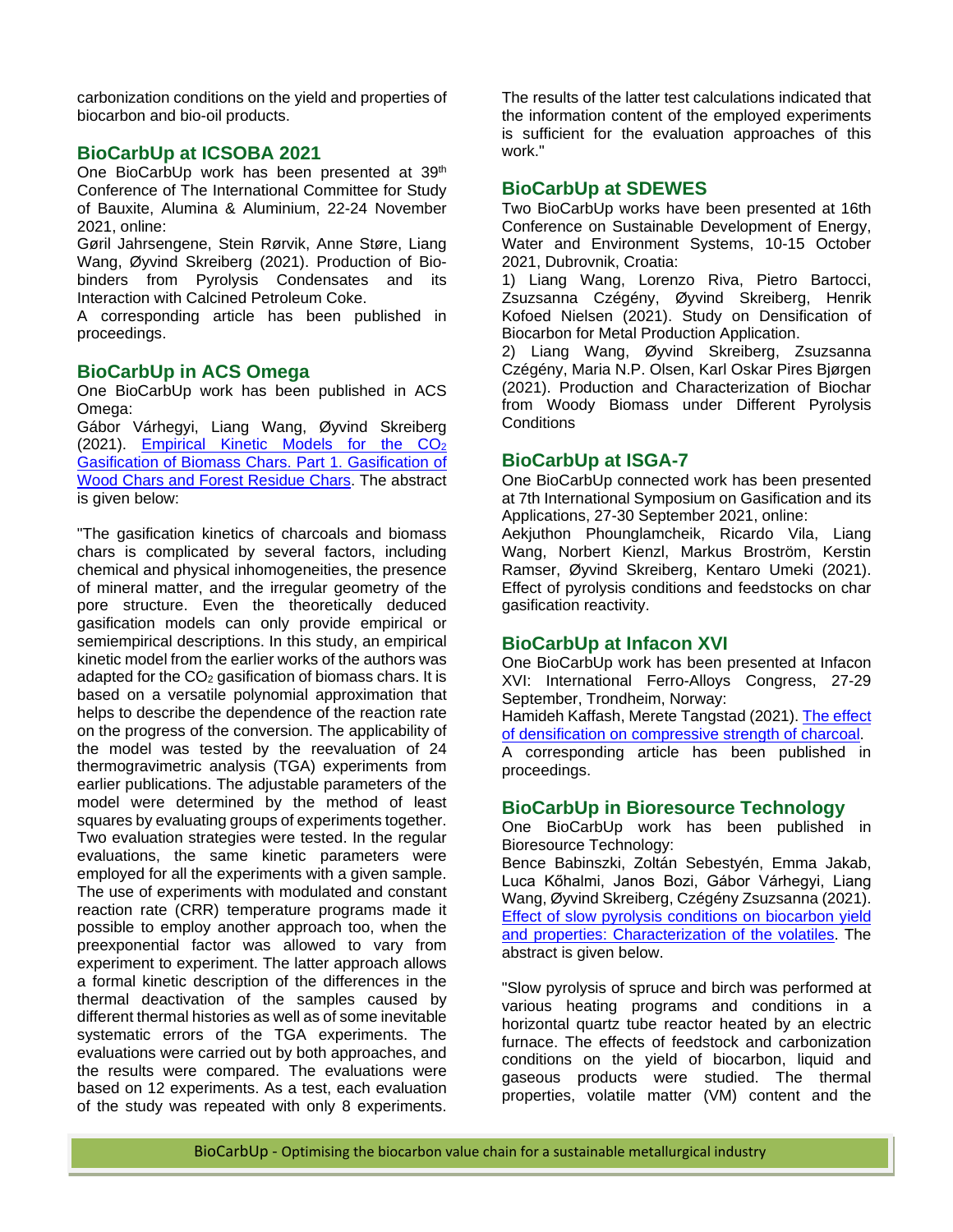carbonization conditions on the yield and properties of biocarbon and bio-oil products.

## BioCarbUp at ICSOBA 2021

One BioCarbUp work has been presented at 39th Conference of The International Committee for Study of Bauxite, Alumina & Aluminium, 22-24 November 2021, online:

Gøril Jahrsengene, Stein Rørvik, Anne Støre, Liang Wang, Øyvind Skreiberg (2021). Production of Bio-binders from Pyrolysis Condensates and its Interaction with Calcined Petroleum Coke.

A corresponding article has been published in proceedings.

## BioCarbUp in ACS Omega

One BioCarbUp work has been published in ACS Omega:

Gábor Várhegyi, Liang Wang, Øyvind Skreiberg (2021). Empirical Kinetic Models for the $CO_2$ Gasification of Biomass Chars. Part 1. Gasification of Wood Chars and Forest Residue Chars. The abstract is given below:

"The gasification kinetics of charcoals and biomass chars is complicated by several factors, including chemical and physical inhomogeneities, the presence of mineral matter, and the irregular geometry of the pore structure. Even the theoretically deduced gasification models can only provide empirical or semiempirical descriptions. In this study, an empirical kinetic model from the earlier works of the authors was adapted for the $CO_2$ gasification of biomass chars. It is based on a versatile polynomial approximation that helps to describe the dependence of the reaction rate on the progress of the conversion. The applicability of the model was tested by the reevaluation of 24 thermogravimetric analysis (TGA) experiments from earlier publications. The adjustable parameters of the model were determined by the method of least squares by evaluating groups of experiments together. Two evaluation strategies were tested. In the regular evaluations, the same kinetic parameters were employed for all the experiments with a given sample. The use of experiments with modulated and constant reaction rate (CRR) temperature programs made it possible to employ another approach too, when the preexponential factor was allowed to vary from experiment to experiment. The latter approach allows a formal kinetic description of the differences in the thermal deactivation of the samples caused by different thermal histories as well as of some inevitable systematic errors of the TGA experiments. The evaluations were carried out by both approaches, and the results were compared. The evaluations were based on 12 experiments. As a test, each evaluation of the study was repeated with only 8 experiments. The results of the latter test calculations indicated that the information content of the employed experiments is sufficient for the evaluation approaches of this work."

## BioCarbUp at SDEWES

Two BioCarbUp works have been presented at 16th Conference on Sustainable Development of Energy, Water and Environment Systems, 10-15 October 2021, Dubrovnik, Croatia:

1) Liang Wang, Lorenzo Riva, Pietro Bartocci, Zsuzsanna Czégény, Øyvind Skreiberg, Henrik Kofoed Nielsen (2021). Study on Densification of Biocarbon for Metal Production Application.

2) Liang Wang, Øyvind Skreiberg, Zsuzsanna Czégény, Maria N.P. Olsen, Karl Oskar Pires Bjørgen (2021). Production and Characterization of Biochar from Woody Biomass under Different Pyrolysis Conditions

## BioCarbUp at ISGA-7

One BioCarbUp connected work has been presented at 7th International Symposium on Gasification and its Applications, 27-30 September 2021, online:

Aekjuthon Phounglamcheik, Ricardo Vila, Liang Wang, Norbert Kienzl, Markus Broström, Kerstin Ramser, Øyvind Skreiberg, Kentaro Umeki (2021). Effect of pyrolysis conditions and feedstocks on char gasification reactivity.

## BioCarbUp at Infacon XVI

One BioCarbUp work has been presented at Infacon XVI: International Ferro-Alloys Congress, 27-29 September, Trondheim, Norway:

Hamideh Kaffash, Merete Tangstad (2021). The effect of densification on compressive strength of charcoal.

A corresponding article has been published in proceedings.

## BioCarbUp in Bioresource Technology

One BioCarbUp work has been published in Bioresource Technology:

Bence Babinszki, Zoltán Sebestyén, Emma Jakab, Luca Kőhalmi, Janos Bozi, Gábor Várhegyi, Liang Wang, Øyvind Skreiberg, Czégény Zsuzsanna (2021). Effect of slow pyrolysis conditions on biocarbon yield and properties: Characterization of the volatiles. The abstract is given below.

"Slow pyrolysis of spruce and birch was performed at various heating programs and conditions in a horizontal quartz tube reactor heated by an electric furnace. The effects of feedstock and carbonization conditions on the yield of biocarbon, liquid and gaseous products were studied. The thermal properties, volatile matter (VM) content and the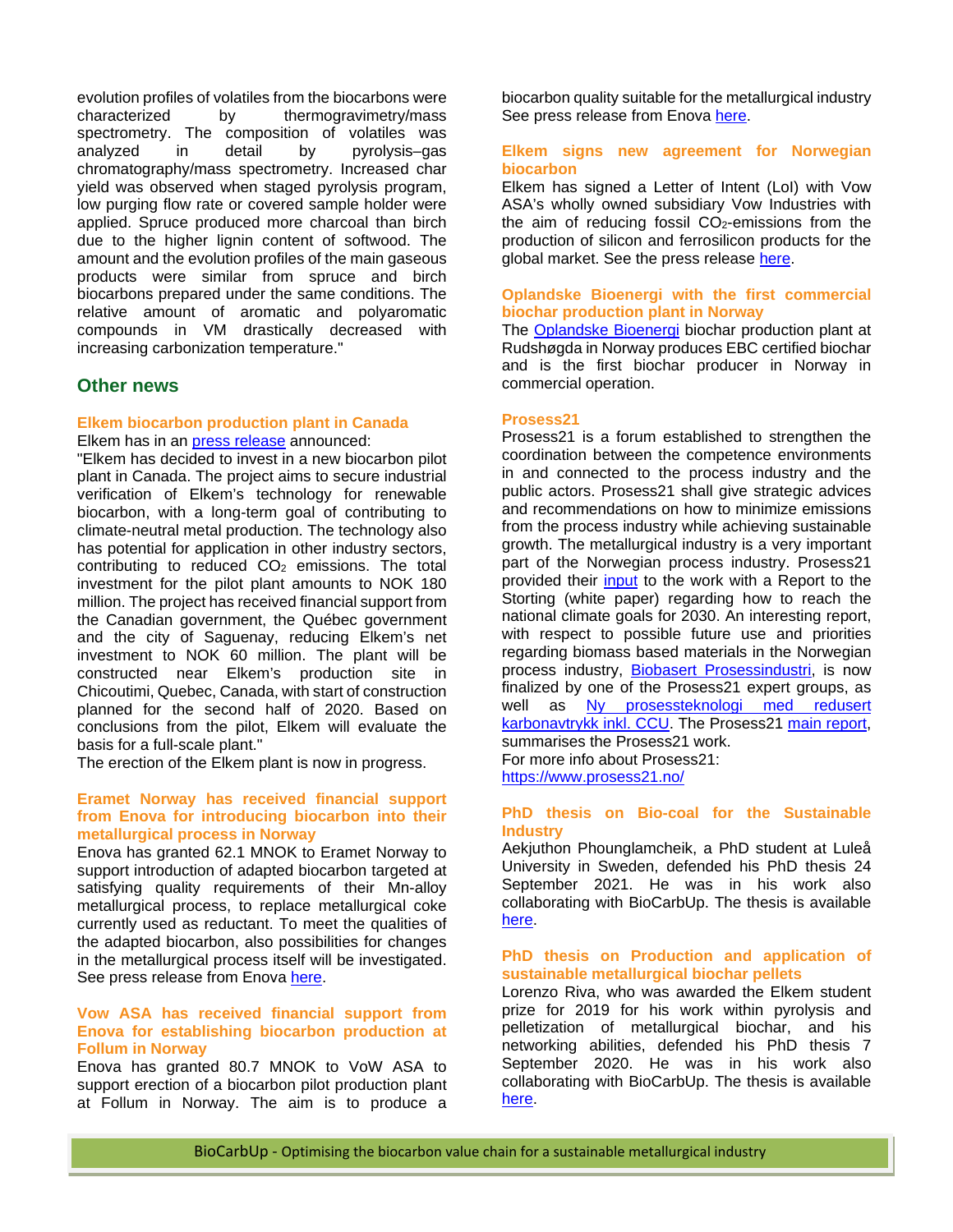evolution profiles of volatiles from the biocarbons were characterized by thermogravimetry/mass spectrometry. The composition of volatiles was analyzed in detail by pyrolysis–gas chromatography/mass spectrometry. Increased char yield was observed when staged pyrolysis program, low purging flow rate or covered sample holder were applied. Spruce produced more charcoal than birch due to the higher lignin content of softwood. The amount and the evolution profiles of the main gaseous products were similar from spruce and birch biocarbons prepared under the same conditions. The relative amount of aromatic and polyaromatic compounds in VM drastically decreased with increasing carbonization temperature."

## Other news

### Elkem biocarbon production plant in Canada

Elkem has in an press release announced:

"Elkem has decided to invest in a new biocarbon pilot plant in Canada. The project aims to secure industrial verification of Elkem's technology for renewable biocarbon, with a long-term goal of contributing to climate-neutral metal production. The technology also has potential for application in other industry sectors, contributing to reduced $CO_2$ emissions. The total investment for the pilot plant amounts to NOK 180 million. The project has received financial support from the Canadian government, the Québec government and the city of Saguenay, reducing Elkem's net investment to NOK 60 million. The plant will be constructed near Elkem's production site in Chicoutimi, Quebec, Canada, with start of construction planned for the second half of 2020. Based on conclusions from the pilot, Elkem will evaluate the basis for a full-scale plant."

The erection of the Elkem plant is now in progress.

### Eramet Norway has received financial support from Enova for introducing biocarbon into their metallurgical process in Norway

Enova has granted 62.1 MNOK to Eramet Norway to support introduction of adapted biocarbon targeted at satisfying quality requirements of their Mn-alloy metallurgical process, to replace metallurgical coke currently used as reductant. To meet the qualities of the adapted biocarbon, also possibilities for changes in the metallurgical process itself will be investigated. See press release from Enova here.

### Vow ASA has received financial support from Enova for establishing biocarbon production at Follum in Norway

Enova has granted 80.7 MNOK to VoW ASA to support erection of a biocarbon pilot production plant at Follum in Norway. The aim is to produce a biocarbon quality suitable for the metallurgical industry See press release from Enova here.

### Elkem signs new agreement for Norwegian biocarbon

Elkem has signed a Letter of Intent (LoI) with Vow ASA's wholly owned subsidiary Vow Industries with the aim of reducing fossil $CO_2$-emissions from the production of silicon and ferrosilicon products for the global market. See the press release here.

### Oplandske Bioenergi with the first commercial biochar production plant in Norway

The Oplandske Bioenergi biochar production plant at Rudshøgda in Norway produces EBC certified biochar and is the first biochar producer in Norway in commercial operation.

### Prosess21

Prosess21 is a forum established to strengthen the coordination between the competence environments in and connected to the process industry and the public actors. Prosess21 shall give strategic advices and recommendations on how to minimize emissions from the process industry while achieving sustainable growth. The metallurgical industry is a very important part of the Norwegian process industry. Prosess21 provided their input to the work with a Report to the Storting (white paper) regarding how to reach the national climate goals for 2030. An interesting report, with respect to possible future use and priorities regarding biomass based materials in the Norwegian process industry, Biobasert Prosessindustri, is now finalized by one of the Prosess21 expert groups, as well as Ny prosessteknologi med redusert karbonavtrykk inkl. CCU. The Prosess21 main report, summarises the Prosess21 work.

For more info about Prosess21:
https://www.prosess21.no/

### PhD thesis on Bio-coal for the Sustainable Industry

Aekjuthon Phounglamcheik, a PhD student at Luleå University in Sweden, defended his PhD thesis 24 September 2021. He was in his work also collaborating with BioCarbUp. The thesis is available here.

### PhD thesis on Production and application of sustainable metallurgical biochar pellets

Lorenzo Riva, who was awarded the Elkem student prize for 2019 for his work within pyrolysis and pelletization of metallurgical biochar, and his networking abilities, defended his PhD thesis 7 September 2020. He was in his work also collaborating with BioCarbUp. The thesis is available here.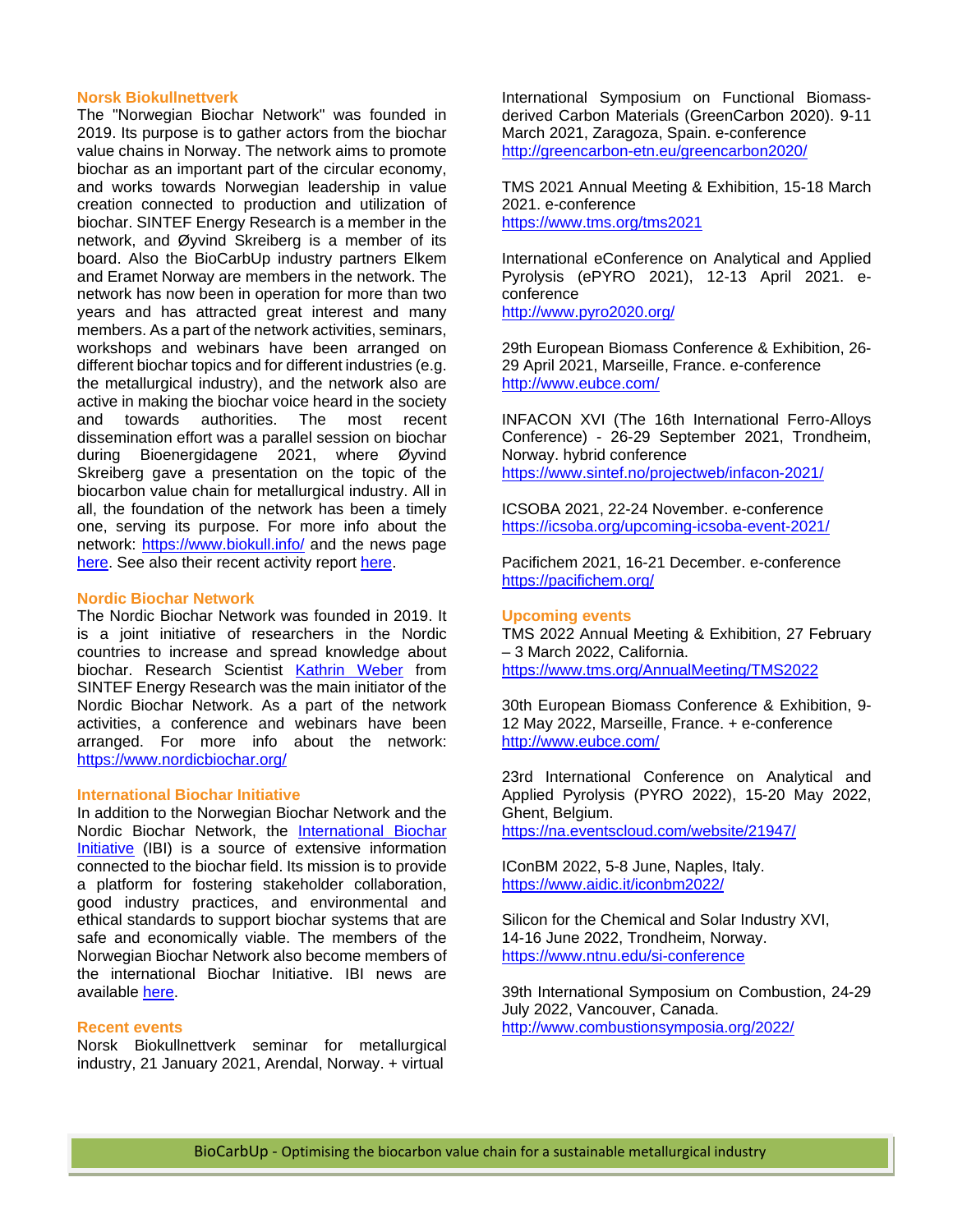### Norsk Biokullnettverk

The "Norwegian Biochar Network" was founded in 2019. Its purpose is to gather actors from the biochar value chains in Norway. The network aims to promote biochar as an important part of the circular economy, and works towards Norwegian leadership in value creation connected to production and utilization of biochar. SINTEF Energy Research is a member in the network, and Øyvind Skreiberg is a member of its board. Also the BioCarbUp industry partners Elkem and Eramet Norway are members in the network. The network has now been in operation for more than two years and has attracted great interest and many members. As a part of the network activities, seminars, workshops and webinars have been arranged on different biochar topics and for different industries (e.g. the metallurgical industry), and the network also are active in making the biochar voice heard in the society and towards authorities. The most recent dissemination effort was a parallel session on biochar during Bioenergidagene 2021, where Øyvind Skreiberg gave a presentation on the topic of the biocarbon value chain for metallurgical industry. All in all, the foundation of the network has been a timely one, serving its purpose. For more info about the network: https://www.biokull.info/ and the news page here. See also their recent activity report here.

### Nordic Biochar Network

The Nordic Biochar Network was founded in 2019. It is a joint initiative of researchers in the Nordic countries to increase and spread knowledge about biochar. Research Scientist Kathrin Weber from SINTEF Energy Research was the main initiator of the Nordic Biochar Network. As a part of the network activities, a conference and webinars have been arranged. For more info about the network: https://www.nordicbiochar.org/

### International Biochar Initiative

In addition to the Norwegian Biochar Network and the Nordic Biochar Network, the International Biochar Initiative (IBI) is a source of extensive information connected to the biochar field. Its mission is to provide a platform for fostering stakeholder collaboration, good industry practices, and environmental and ethical standards to support biochar systems that are safe and economically viable. The members of the Norwegian Biochar Network also become members of the international Biochar Initiative. IBI news are available here.

### Recent events

Norsk Biokullnettverk seminar for metallurgical industry, 21 January 2021, Arendal, Norway. + virtual

International Symposium on Functional Biomass-derived Carbon Materials (GreenCarbon 2020). 9-11 March 2021, Zaragoza, Spain. e-conference
http://greencarbon-etn.eu/greencarbon2020/

TMS 2021 Annual Meeting & Exhibition, 15-18 March 2021. e-conference
https://www.tms.org/tms2021

International eConference on Analytical and Applied Pyrolysis (ePYRO 2021), 12-13 April 2021. e-conference
http://www.pyro2020.org/

29th European Biomass Conference & Exhibition, 26-29 April 2021, Marseille, France. e-conference
http://www.eubce.com/

INFACON XVI (The 16th International Ferro-Alloys Conference) - 26-29 September 2021, Trondheim, Norway. hybrid conference
https://www.sintef.no/projectweb/infacon-2021/

ICSOBA 2021, 22-24 November. e-conference
https://icsoba.org/upcoming-icsoba-event-2021/

Pacifichem 2021, 16-21 December. e-conference
https://pacifichem.org/

### Upcoming events

TMS 2022 Annual Meeting & Exhibition, 27 February – 3 March 2022, California.
https://www.tms.org/AnnualMeeting/TMS2022

30th European Biomass Conference & Exhibition, 9-12 May 2022, Marseille, France. + e-conference
http://www.eubce.com/

23rd International Conference on Analytical and Applied Pyrolysis (PYRO 2022), 15-20 May 2022, Ghent, Belgium.
https://na.eventscloud.com/website/21947/

IConBM 2022, 5-8 June, Naples, Italy.
https://www.aidic.it/iconbm2022/

Silicon for the Chemical and Solar Industry XVI, 14-16 June 2022, Trondheim, Norway.
https://www.ntnu.edu/si-conference

39th International Symposium on Combustion, 24-29 July 2022, Vancouver, Canada.
http://www.combustionsymposia.org/2022/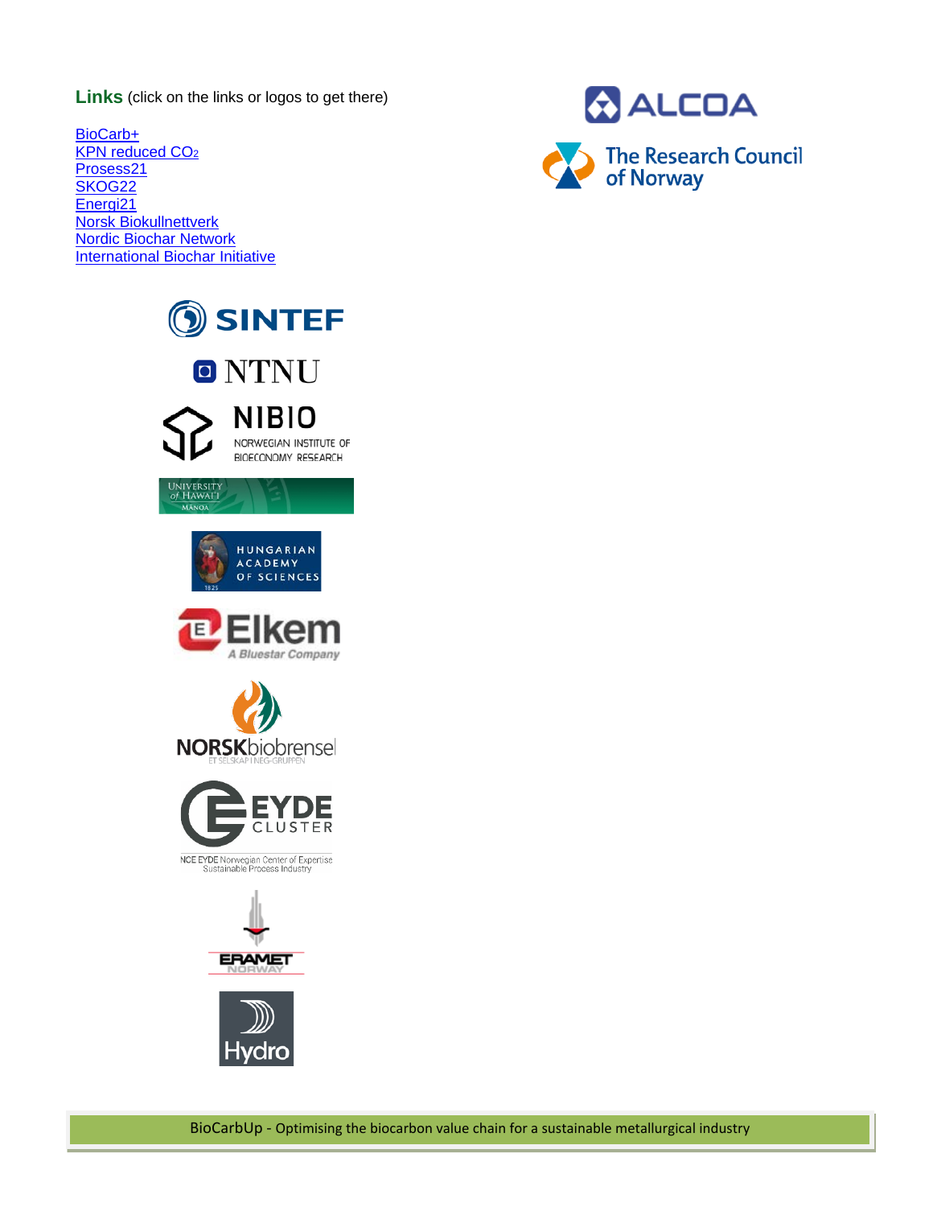**Links** (click on the links or logos to get there)

BioCarb+
KPN reduced $CO_2$
Prosess21
SKOG22
Energi21
Norsk Biokullnettverk
Nordic Biochar Network
International Biochar Initiative

BioCarbUp - Optimising the biocarbon value chain for a sustainable metallurgical industry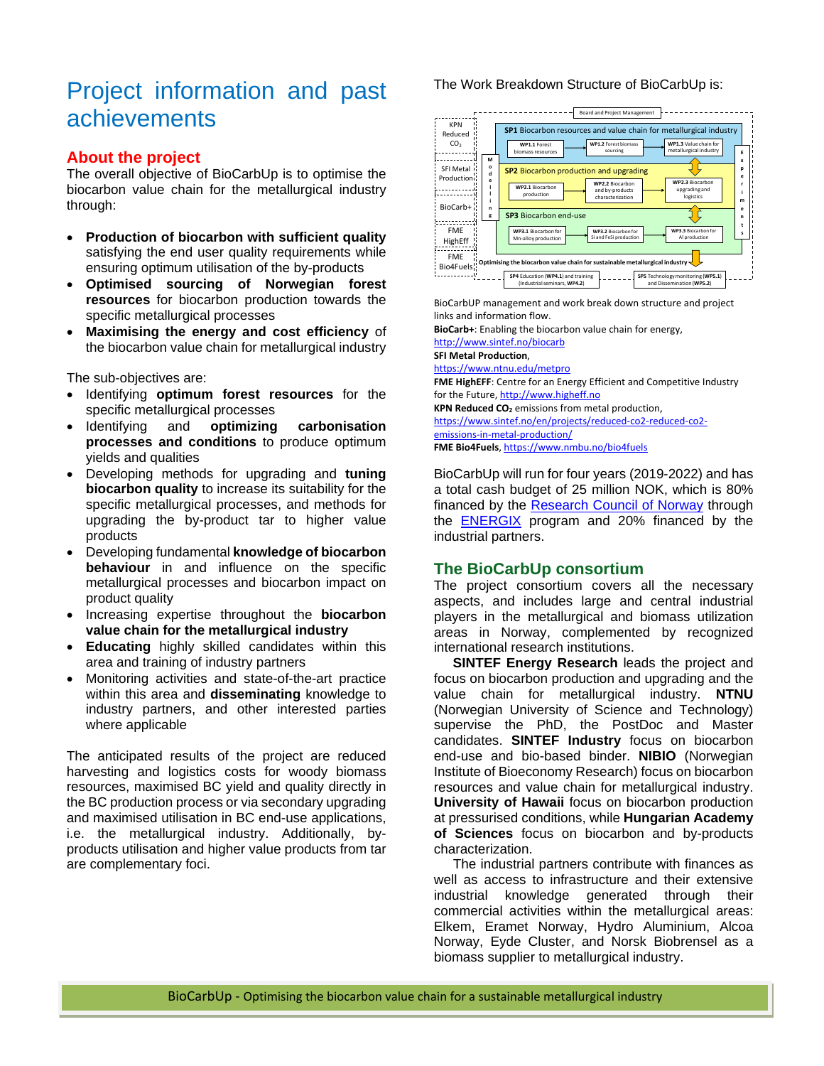# Project information and past achievements

## About the project

The overall objective of BioCarbUp is to optimise the biocarbon value chain for the metallurgical industry through:

- **Production of biocarbon with sufficient quality** satisfying the end user quality requirements while ensuring optimum utilisation of the by-products
- **Optimised sourcing of Norwegian forest resources** for biocarbon production towards the specific metallurgical processes
- **Maximising the energy and cost efficiency** of the biocarbon value chain for metallurgical industry

The sub-objectives are:

- Identifying **optimum forest resources** for the specific metallurgical processes
- Identifying and **optimizing carbonisation processes and conditions** to produce optimum yields and qualities
- Developing methods for upgrading and **tuning biocarbon quality** to increase its suitability for the specific metallurgical processes, and methods for upgrading the by-product tar to higher value products
- Developing fundamental **knowledge of biocarbon behaviour** in and influence on the specific metallurgical processes and biocarbon impact on product quality
- Increasing expertise throughout the **biocarbon value chain for the metallurgical industry**
- **Educating** highly skilled candidates within this area and training of industry partners
- Monitoring activities and state-of-the-art practice within this area and **disseminating** knowledge to industry partners, and other interested parties where applicable

The anticipated results of the project are reduced harvesting and logistics costs for woody biomass resources, maximised BC yield and quality directly in the BC production process or via secondary upgrading and maximised utilisation in BC end-use applications, i.e. the metallurgical industry. Additionally, by-products utilisation and higher value products from tar are complementary foci.

The Work Breakdown Structure of BioCarbUp is:

Board and Project Management

KPN Reduced $CO_2$ | SFI Metal Production | BioCarb+ | FME HighEff | FME Bio4Fuels

Modelling | Experiments

**SP1** Biocarbon resources and value chain for metallurgical industry
- **WP1.1** Forest biomass resources
- **WP1.2** Forest biomass sourcing
- **WP1.3** Value chain for metallurgical industry

**SP2** Biocarbon production and upgrading
- **WP2.1** Biocarbon production
- **WP2.2** Biocarbon and by-products characterization
- **WP2.3** Biocarbon upgrading and logistics

**SP3** Biocarbon end-use
- **WP3.1** Biocarbon for Mn-alloy production
- **WP3.2** Biocarbon for Si and FeSi production
- **WP3.3** Biocarbon for Al production

**Optimising the biocarbon value chain for sustainable metallurgical industry**

**SP4** Education (**WP4.1**) and training (Industrial seminars, **WP4.2**)

**SP5** Technology monitoring (**WP5.1**) and Dissemination (**WP5.2**)

BioCarbUP management and work break down structure and project links and information flow.

**BioCarb+**: Enabling the biocarbon value chain for energy, http://www.sintef.no/biocarb

**SFI Metal Production**, https://www.ntnu.edu/metpro

**FME HighEFF**: Centre for an Energy Efficient and Competitive Industry for the Future, http://www.higheff.no

**KPN Reduced $CO_2$** emissions from metal production, https://www.sintef.no/en/projects/reduced-co2-reduced-co2-emissions-in-metal-production/

**FME Bio4Fuels**, https://www.nmbu.no/bio4fuels

BioCarbUp will run for four years (2019-2022) and has a total cash budget of 25 million NOK, which is 80% financed by the Research Council of Norway through the ENERGIX program and 20% financed by the industrial partners.

## The BioCarbUp consortium

The project consortium covers all the necessary aspects, and includes large and central industrial players in the metallurgical and biomass utilization areas in Norway, complemented by recognized international research institutions.

**SINTEF Energy Research** leads the project and focus on biocarbon production and upgrading and the value chain for metallurgical industry. **NTNU** (Norwegian University of Science and Technology) supervise the PhD, the PostDoc and Master candidates. **SINTEF Industry** focus on biocarbon end-use and bio-based binder. **NIBIO** (Norwegian Institute of Bioeconomy Research) focus on biocarbon resources and value chain for metallurgical industry. **University of Hawaii** focus on biocarbon production at pressurised conditions, while **Hungarian Academy of Sciences** focus on biocarbon and by-products characterization.

The industrial partners contribute with finances as well as access to infrastructure and their extensive industrial knowledge generated through their commercial activities within the metallurgical areas: Elkem, Eramet Norway, Hydro Aluminium, Alcoa Norway, Eyde Cluster, and Norsk Biobrensel as a biomass supplier to metallurgical industry.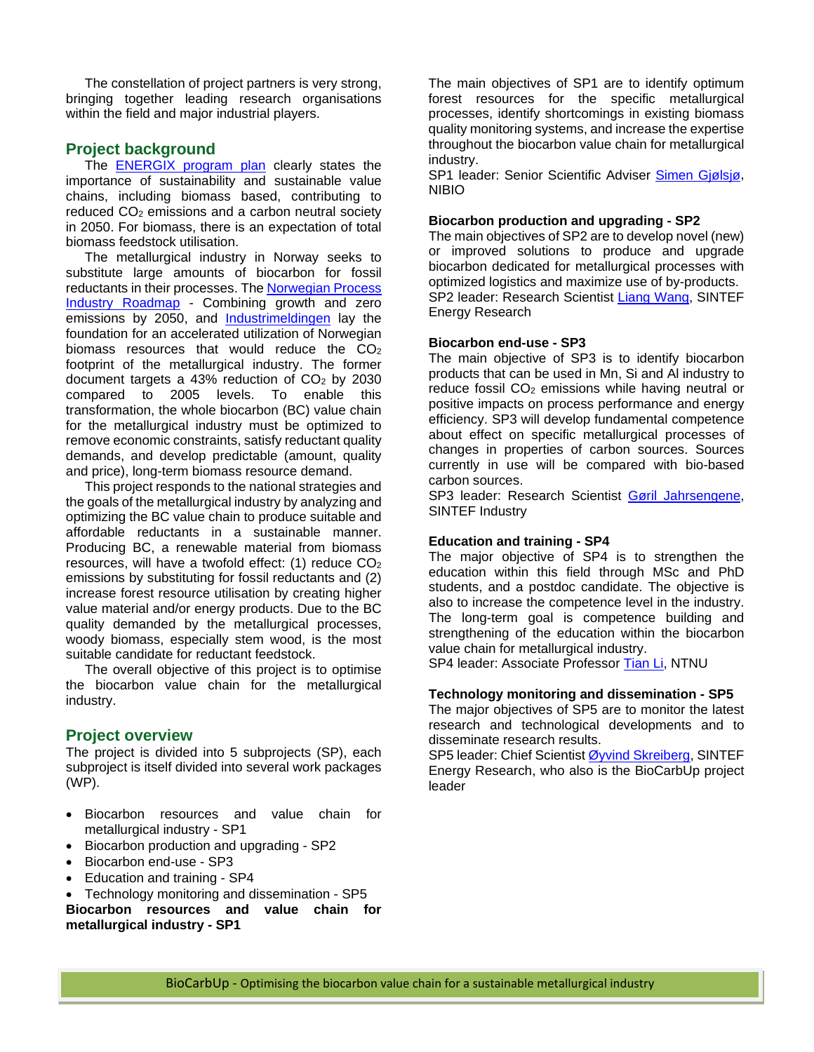The constellation of project partners is very strong, bringing together leading research organisations within the field and major industrial players.

## Project background

The ENERGIX program plan clearly states the importance of sustainability and sustainable value chains, including biomass based, contributing to reduced $CO_2$ emissions and a carbon neutral society in 2050. For biomass, there is an expectation of total biomass feedstock utilisation.

The metallurgical industry in Norway seeks to substitute large amounts of biocarbon for fossil reductants in their processes. The Norwegian Process Industry Roadmap - Combining growth and zero emissions by 2050, and Industrimeldingen lay the foundation for an accelerated utilization of Norwegian biomass resources that would reduce the $CO_2$ footprint of the metallurgical industry. The former document targets a 43% reduction of $CO_2$ by 2030 compared to 2005 levels. To enable this transformation, the whole biocarbon (BC) value chain for the metallurgical industry must be optimized to remove economic constraints, satisfy reductant quality demands, and develop predictable (amount, quality and price), long-term biomass resource demand.

This project responds to the national strategies and the goals of the metallurgical industry by analyzing and optimizing the BC value chain to produce suitable and affordable reductants in a sustainable manner. Producing BC, a renewable material from biomass resources, will have a twofold effect: (1) reduce $CO_2$ emissions by substituting for fossil reductants and (2) increase forest resource utilisation by creating higher value material and/or energy products. Due to the BC quality demanded by the metallurgical processes, woody biomass, especially stem wood, is the most suitable candidate for reductant feedstock.

The overall objective of this project is to optimise the biocarbon value chain for the metallurgical industry.

## Project overview

The project is divided into 5 subprojects (SP), each subproject is itself divided into several work packages (WP).

- Biocarbon resources and value chain for metallurgical industry - SP1
- Biocarbon production and upgrading - SP2
- Biocarbon end-use - SP3
- Education and training - SP4
- Technology monitoring and dissemination - SP5

**Biocarbon resources and value chain for metallurgical industry - SP1**

The main objectives of SP1 are to identify optimum forest resources for the specific metallurgical processes, identify shortcomings in existing biomass quality monitoring systems, and increase the expertise throughout the biocarbon value chain for metallurgical industry.
SP1 leader: Senior Scientific Adviser Simen Gjølsjø, NIBIO

**Biocarbon production and upgrading - SP2**

The main objectives of SP2 are to develop novel (new) or improved solutions to produce and upgrade biocarbon dedicated for metallurgical processes with optimized logistics and maximize use of by-products.
SP2 leader: Research Scientist Liang Wang, SINTEF Energy Research

**Biocarbon end-use - SP3**

The main objective of SP3 is to identify biocarbon products that can be used in Mn, Si and Al industry to reduce fossil $CO_2$ emissions while having neutral or positive impacts on process performance and energy efficiency. SP3 will develop fundamental competence about effect on specific metallurgical processes of changes in properties of carbon sources. Sources currently in use will be compared with bio-based carbon sources.
SP3 leader: Research Scientist Gøril Jahrsengene, SINTEF Industry

**Education and training - SP4**

The major objective of SP4 is to strengthen the education within this field through MSc and PhD students, and a postdoc candidate. The objective is also to increase the competence level in the industry. The long-term goal is competence building and strengthening of the education within the biocarbon value chain for metallurgical industry.
SP4 leader: Associate Professor Tian Li, NTNU

**Technology monitoring and dissemination - SP5**

The major objectives of SP5 are to monitor the latest research and technological developments and to disseminate research results.
SP5 leader: Chief Scientist Øyvind Skreiberg, SINTEF Energy Research, who also is the BioCarbUp project leader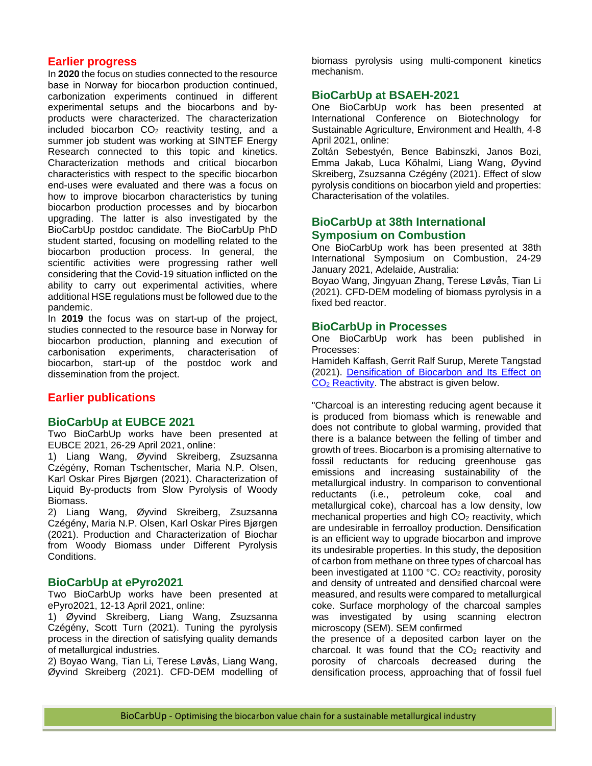## Earlier progress

In **2020** the focus on studies connected to the resource base in Norway for biocarbon production continued, carbonization experiments continued in different experimental setups and the biocarbons and by-products were characterized. The characterization included biocarbon $CO_2$ reactivity testing, and a summer job student was working at SINTEF Energy Research connected to this topic and kinetics. Characterization methods and critical biocarbon characteristics with respect to the specific biocarbon end-uses were evaluated and there was a focus on how to improve biocarbon characteristics by tuning biocarbon production processes and by biocarbon upgrading. The latter is also investigated by the BioCarbUp postdoc candidate. The BioCarbUp PhD student started, focusing on modelling related to the biocarbon production process. In general, the scientific activities were progressing rather well considering that the Covid-19 situation inflicted on the ability to carry out experimental activities, where additional HSE regulations must be followed due to the pandemic.

In **2019** the focus was on start-up of the project, studies connected to the resource base in Norway for biocarbon production, planning and execution of carbonisation experiments, characterisation of biocarbon, start-up of the postdoc work and dissemination from the project.

## Earlier publications

### BioCarbUp at EUBCE 2021

Two BioCarbUp works have been presented at EUBCE 2021, 26-29 April 2021, online:

1) Liang Wang, Øyvind Skreiberg, Zsuzsanna Czégény, Roman Tschentscher, Maria N.P. Olsen, Karl Oskar Pires Bjørgen (2021). Characterization of Liquid By-products from Slow Pyrolysis of Woody Biomass.

2) Liang Wang, Øyvind Skreiberg, Zsuzsanna Czégény, Maria N.P. Olsen, Karl Oskar Pires Bjørgen (2021). Production and Characterization of Biochar from Woody Biomass under Different Pyrolysis Conditions.

### BioCarbUp at ePyro2021

Two BioCarbUp works have been presented at ePyro2021, 12-13 April 2021, online:

1) Øyvind Skreiberg, Liang Wang, Zsuzsanna Czégény, Scott Turn (2021). Tuning the pyrolysis process in the direction of satisfying quality demands of metallurgical industries.

2) Boyao Wang, Tian Li, Terese Løvås, Liang Wang, Øyvind Skreiberg (2021). CFD-DEM modelling of biomass pyrolysis using multi-component kinetics mechanism.

### BioCarbUp at BSAEH-2021

One BioCarbUp work has been presented at International Conference on Biotechnology for Sustainable Agriculture, Environment and Health, 4-8 April 2021, online:

Zoltán Sebestyén, Bence Babinszki, Janos Bozi, Emma Jakab, Luca Kőhalmi, Liang Wang, Øyvind Skreiberg, Zsuzsanna Czégény (2021). Effect of slow pyrolysis conditions on biocarbon yield and properties: Characterisation of the volatiles.

### BioCarbUp at 38th International Symposium on Combustion

One BioCarbUp work has been presented at 38th International Symposium on Combustion, 24-29 January 2021, Adelaide, Australia:

Boyao Wang, Jingyuan Zhang, Terese Løvås, Tian Li (2021). CFD-DEM modeling of biomass pyrolysis in a fixed bed reactor.

### BioCarbUp in Processes

One BioCarbUp work has been published in Processes:

Hamideh Kaffash, Gerrit Ralf Surup, Merete Tangstad (2021). Densification of Biocarbon and Its Effect on $CO_2$ Reactivity. The abstract is given below.

"Charcoal is an interesting reducing agent because it is produced from biomass which is renewable and does not contribute to global warming, provided that there is a balance between the felling of timber and growth of trees. Biocarbon is a promising alternative to fossil reductants for reducing greenhouse gas emissions and increasing sustainability of the metallurgical industry. In comparison to conventional reductants (i.e., petroleum coke, coal and metallurgical coke), charcoal has a low density, low mechanical properties and high $CO_2$ reactivity, which are undesirable in ferroalloy production. Densification is an efficient way to upgrade biocarbon and improve its undesirable properties. In this study, the deposition of carbon from methane on three types of charcoal has been investigated at 1100 °C. $CO_2$ reactivity, porosity and density of untreated and densified charcoal were measured, and results were compared to metallurgical coke. Surface morphology of the charcoal samples was investigated by using scanning electron microscopy (SEM). SEM confirmed the presence of a deposited carbon layer on the charcoal. It was found that the $CO_2$ reactivity and porosity of charcoals decreased during the densification process, approaching that of fossil fuel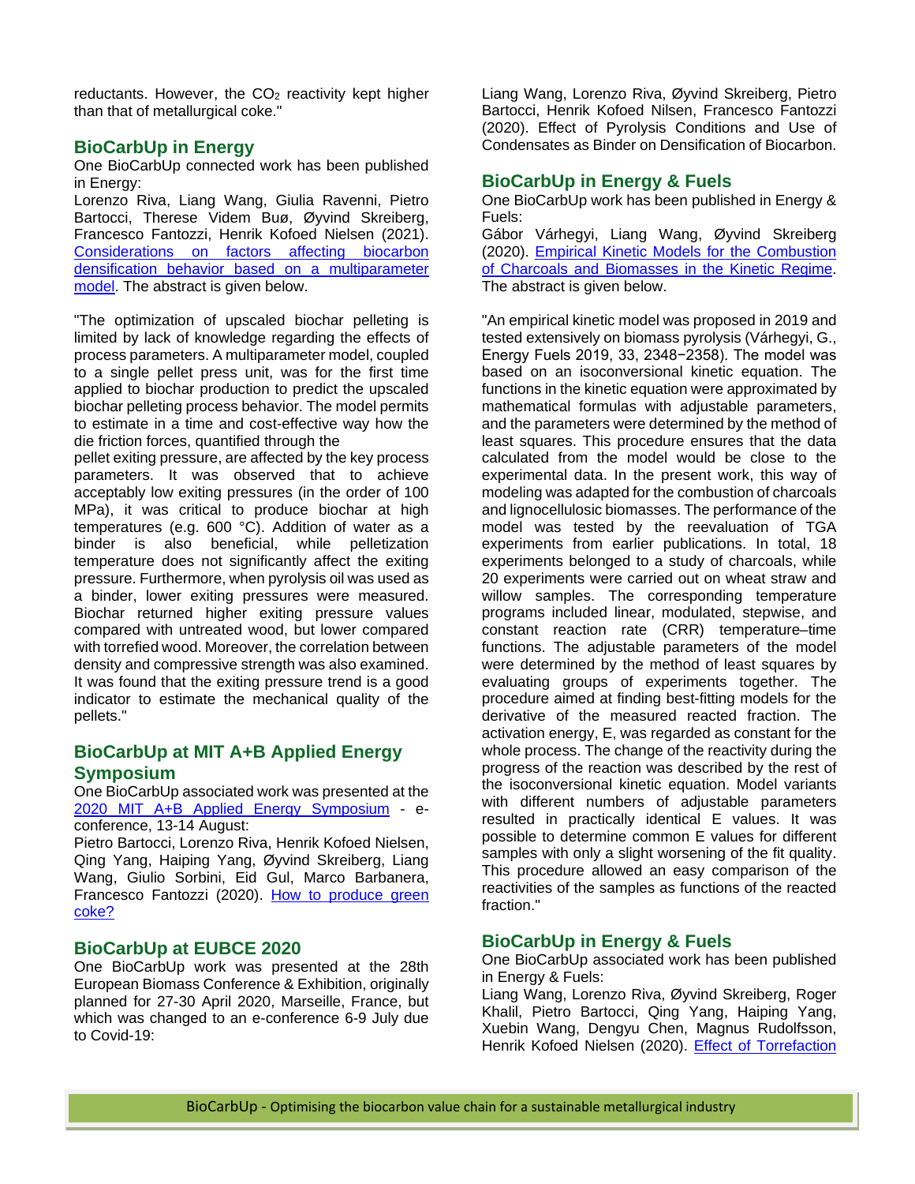reductants. However, the $CO_2$ reactivity kept higher than that of metallurgical coke."

## BioCarbUp in Energy

One BioCarbUp connected work has been published in Energy:

Lorenzo Riva, Liang Wang, Giulia Ravenni, Pietro Bartocci, Therese Videm Buø, Øyvind Skreiberg, Francesco Fantozzi, Henrik Kofoed Nielsen (2021). Considerations on factors affecting biocarbon densification behavior based on a multiparameter model. The abstract is given below.

"The optimization of upscaled biochar pelleting is limited by lack of knowledge regarding the effects of process parameters. A multiparameter model, coupled to a single pellet press unit, was for the first time applied to biochar production to predict the upscaled biochar pelleting process behavior. The model permits to estimate in a time and cost-effective way how the die friction forces, quantified through the pellet exiting pressure, are affected by the key process parameters. It was observed that to achieve acceptably low exiting pressures (in the order of 100 MPa), it was critical to produce biochar at high temperatures (e.g. 600 °C). Addition of water as a binder is also beneficial, while pelletization temperature does not significantly affect the exiting pressure. Furthermore, when pyrolysis oil was used as a binder, lower exiting pressures were measured. Biochar returned higher exiting pressure values compared with untreated wood, but lower compared with torrefied wood. Moreover, the correlation between density and compressive strength was also examined. It was found that the exiting pressure trend is a good indicator to estimate the mechanical quality of the pellets."

## BioCarbUp at MIT A+B Applied Energy Symposium

One BioCarbUp associated work was presented at the 2020 MIT A+B Applied Energy Symposium - e-conference, 13-14 August:

Pietro Bartocci, Lorenzo Riva, Henrik Kofoed Nielsen, Qing Yang, Haiping Yang, Øyvind Skreiberg, Liang Wang, Giulio Sorbini, Eid Gul, Marco Barbanera, Francesco Fantozzi (2020). How to produce green coke?

## BioCarbUp at EUBCE 2020

One BioCarbUp work was presented at the 28th European Biomass Conference & Exhibition, originally planned for 27-30 April 2020, Marseille, France, but which was changed to an e-conference 6-9 July due to Covid-19:

Liang Wang, Lorenzo Riva, Øyvind Skreiberg, Pietro Bartocci, Henrik Kofoed Nilsen, Francesco Fantozzi (2020). Effect of Pyrolysis Conditions and Use of Condensates as Binder on Densification of Biocarbon.

## BioCarbUp in Energy & Fuels

One BioCarbUp work has been published in Energy & Fuels:

Gábor Várhegyi, Liang Wang, Øyvind Skreiberg (2020). Empirical Kinetic Models for the Combustion of Charcoals and Biomasses in the Kinetic Regime. The abstract is given below.

"An empirical kinetic model was proposed in 2019 and tested extensively on biomass pyrolysis (Várhegyi, G., Energy Fuels 2019, 33, 2348−2358). The model was based on an isoconversional kinetic equation. The functions in the kinetic equation were approximated by mathematical formulas with adjustable parameters, and the parameters were determined by the method of least squares. This procedure ensures that the data calculated from the model would be close to the experimental data. In the present work, this way of modeling was adapted for the combustion of charcoals and lignocellulosic biomasses. The performance of the model was tested by the reevaluation of TGA experiments from earlier publications. In total, 18 experiments belonged to a study of charcoals, while 20 experiments were carried out on wheat straw and willow samples. The corresponding temperature programs included linear, modulated, stepwise, and constant reaction rate (CRR) temperature–time functions. The adjustable parameters of the model were determined by the method of least squares by evaluating groups of experiments together. The procedure aimed at finding best-fitting models for the derivative of the measured reacted fraction. The activation energy, E, was regarded as constant for the whole process. The change of the reactivity during the progress of the reaction was described by the rest of the isoconversional kinetic equation. Model variants with different numbers of adjustable parameters resulted in practically identical E values. It was possible to determine common E values for different samples with only a slight worsening of the fit quality. This procedure allowed an easy comparison of the reactivities of the samples as functions of the reacted fraction."

## BioCarbUp in Energy & Fuels

One BioCarbUp associated work has been published in Energy & Fuels:

Liang Wang, Lorenzo Riva, Øyvind Skreiberg, Roger Khalil, Pietro Bartocci, Qing Yang, Haiping Yang, Xuebin Wang, Dengyu Chen, Magnus Rudolfsson, Henrik Kofoed Nielsen (2020). Effect of Torrefaction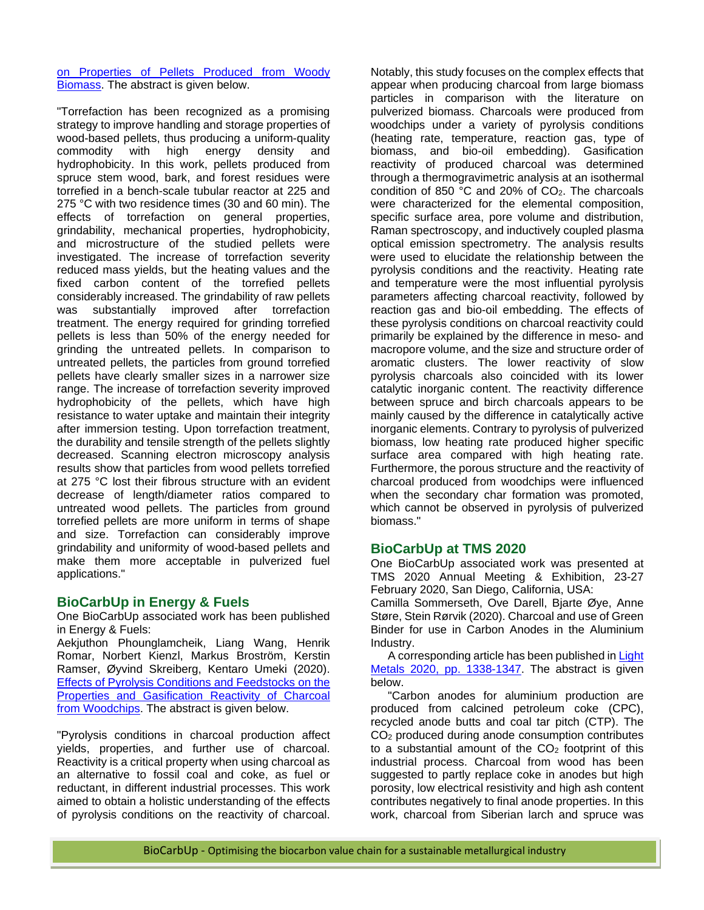[on Properties of Pellets Produced from Woody Biomass](). The abstract is given below.

"Torrefaction has been recognized as a promising strategy to improve handling and storage properties of wood-based pellets, thus producing a uniform-quality commodity with high energy density and hydrophobicity. In this work, pellets produced from spruce stem wood, bark, and forest residues were torrefied in a bench-scale tubular reactor at 225 and 275 °C with two residence times (30 and 60 min). The effects of torrefaction on general properties, grindability, mechanical properties, hydrophobicity, and microstructure of the studied pellets were investigated. The increase of torrefaction severity reduced mass yields, but the heating values and the fixed carbon content of the torrefied pellets considerably increased. The grindability of raw pellets was substantially improved after torrefaction treatment. The energy required for grinding torrefied pellets is less than 50% of the energy needed for grinding the untreated pellets. In comparison to untreated pellets, the particles from ground torrefied pellets have clearly smaller sizes in a narrower size range. The increase of torrefaction severity improved hydrophobicity of the pellets, which have high resistance to water uptake and maintain their integrity after immersion testing. Upon torrefaction treatment, the durability and tensile strength of the pellets slightly decreased. Scanning electron microscopy analysis results show that particles from wood pellets torrefied at 275 °C lost their fibrous structure with an evident decrease of length/diameter ratios compared to untreated wood pellets. The particles from ground torrefied pellets are more uniform in terms of shape and size. Torrefaction can considerably improve grindability and uniformity of wood-based pellets and make them more acceptable in pulverized fuel applications."

## BioCarbUp in Energy & Fuels

One BioCarbUp associated work has been published in Energy & Fuels:

Aekjuthon Phounglamcheik, Liang Wang, Henrik Romar, Norbert Kienzl, Markus Broström, Kerstin Ramser, Øyvind Skreiberg, Kentaro Umeki (2020). [Effects of Pyrolysis Conditions and Feedstocks on the Properties and Gasification Reactivity of Charcoal from Woodchips](). The abstract is given below.

"Pyrolysis conditions in charcoal production affect yields, properties, and further use of charcoal. Reactivity is a critical property when using charcoal as an alternative to fossil coal and coke, as fuel or reductant, in different industrial processes. This work aimed to obtain a holistic understanding of the effects of pyrolysis conditions on the reactivity of charcoal. Notably, this study focuses on the complex effects that appear when producing charcoal from large biomass particles in comparison with the literature on pulverized biomass. Charcoals were produced from woodchips under a variety of pyrolysis conditions (heating rate, temperature, reaction gas, type of biomass, and bio-oil embedding). Gasification reactivity of produced charcoal was determined through a thermogravimetric analysis at an isothermal condition of 850 °C and 20% of $CO_2$. The charcoals were characterized for the elemental composition, specific surface area, pore volume and distribution, Raman spectroscopy, and inductively coupled plasma optical emission spectrometry. The analysis results were used to elucidate the relationship between the pyrolysis conditions and the reactivity. Heating rate and temperature were the most influential pyrolysis parameters affecting charcoal reactivity, followed by reaction gas and bio-oil embedding. The effects of these pyrolysis conditions on charcoal reactivity could primarily be explained by the difference in meso- and macropore volume, and the size and structure order of aromatic clusters. The lower reactivity of slow pyrolysis charcoals also coincided with its lower catalytic inorganic content. The reactivity difference between spruce and birch charcoals appears to be mainly caused by the difference in catalytically active inorganic elements. Contrary to pyrolysis of pulverized biomass, low heating rate produced higher specific surface area compared with high heating rate. Furthermore, the porous structure and the reactivity of charcoal produced from woodchips were influenced when the secondary char formation was promoted, which cannot be observed in pyrolysis of pulverized biomass."

## BioCarbUp at TMS 2020

One BioCarbUp associated work was presented at TMS 2020 Annual Meeting & Exhibition, 23-27 February 2020, San Diego, California, USA:

Camilla Sommerseth, Ove Darell, Bjarte Øye, Anne Støre, Stein Rørvik (2020). Charcoal and use of Green Binder for use in Carbon Anodes in the Aluminium Industry.

A corresponding article has been published in [Light Metals 2020, pp. 1338-1347](). The abstract is given below.

"Carbon anodes for aluminium production are produced from calcined petroleum coke (CPC), recycled anode butts and coal tar pitch (CTP). The $CO_2$ produced during anode consumption contributes to a substantial amount of the $CO_2$ footprint of this industrial process. Charcoal from wood has been suggested to partly replace coke in anodes but high porosity, low electrical resistivity and high ash content contributes negatively to final anode properties. In this work, charcoal from Siberian larch and spruce was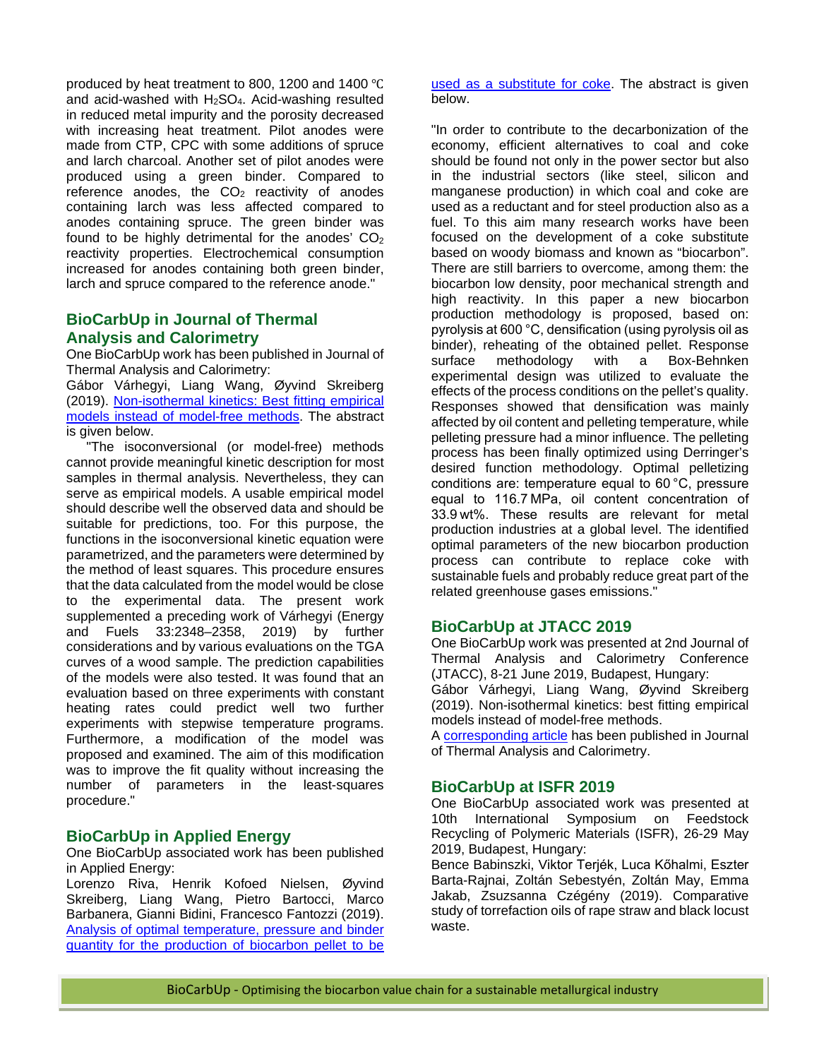produced by heat treatment to 800, 1200 and 1400 ℃ and acid-washed with $H_2SO_4$. Acid-washing resulted in reduced metal impurity and the porosity decreased with increasing heat treatment. Pilot anodes were made from CTP, CPC with some additions of spruce and larch charcoal. Another set of pilot anodes were produced using a green binder. Compared to reference anodes, the $CO_2$ reactivity of anodes containing larch was less affected compared to anodes containing spruce. The green binder was found to be highly detrimental for the anodes' $CO_2$ reactivity properties. Electrochemical consumption increased for anodes containing both green binder, larch and spruce compared to the reference anode."

## BioCarbUp in Journal of Thermal Analysis and Calorimetry

One BioCarbUp work has been published in Journal of Thermal Analysis and Calorimetry:

Gábor Várhegyi, Liang Wang, Øyvind Skreiberg (2019). Non-isothermal kinetics: Best fitting empirical models instead of model-free methods. The abstract is given below.

"The isoconversional (or model-free) methods cannot provide meaningful kinetic description for most samples in thermal analysis. Nevertheless, they can serve as empirical models. A usable empirical model should describe well the observed data and should be suitable for predictions, too. For this purpose, the functions in the isoconversional kinetic equation were parametrized, and the parameters were determined by the method of least squares. This procedure ensures that the data calculated from the model would be close to the experimental data. The present work supplemented a preceding work of Várhegyi (Energy and Fuels 33:2348–2358, 2019) by further considerations and by various evaluations on the TGA curves of a wood sample. The prediction capabilities of the models were also tested. It was found that an evaluation based on three experiments with constant heating rates could predict well two further experiments with stepwise temperature programs. Furthermore, a modification of the model was proposed and examined. The aim of this modification was to improve the fit quality without increasing the number of parameters in the least-squares procedure."

## BioCarbUp in Applied Energy

One BioCarbUp associated work has been published in Applied Energy:

Lorenzo Riva, Henrik Kofoed Nielsen, Øyvind Skreiberg, Liang Wang, Pietro Bartocci, Marco Barbanera, Gianni Bidini, Francesco Fantozzi (2019). Analysis of optimal temperature, pressure and binder quantity for the production of biocarbon pellet to be used as a substitute for coke. The abstract is given below.

"In order to contribute to the decarbonization of the economy, efficient alternatives to coal and coke should be found not only in the power sector but also in the industrial sectors (like steel, silicon and manganese production) in which coal and coke are used as a reductant and for steel production also as a fuel. To this aim many research works have been focused on the development of a coke substitute based on woody biomass and known as "biocarbon". There are still barriers to overcome, among them: the biocarbon low density, poor mechanical strength and high reactivity. In this paper a new biocarbon production methodology is proposed, based on: pyrolysis at 600 °C, densification (using pyrolysis oil as binder), reheating of the obtained pellet. Response surface methodology with a Box-Behnken experimental design was utilized to evaluate the effects of the process conditions on the pellet's quality. Responses showed that densification was mainly affected by oil content and pelleting temperature, while pelleting pressure had a minor influence. The pelleting process has been finally optimized using Derringer's desired function methodology. Optimal pelletizing conditions are: temperature equal to 60 °C, pressure equal to 116.7 MPa, oil content concentration of 33.9 wt%. These results are relevant for metal production industries at a global level. The identified optimal parameters of the new biocarbon production process can contribute to replace coke with sustainable fuels and probably reduce great part of the related greenhouse gases emissions."

## BioCarbUp at JTACC 2019

One BioCarbUp work was presented at 2nd Journal of Thermal Analysis and Calorimetry Conference (JTACC), 8-21 June 2019, Budapest, Hungary:

Gábor Várhegyi, Liang Wang, Øyvind Skreiberg (2019). Non-isothermal kinetics: best fitting empirical models instead of model-free methods.

A corresponding article has been published in Journal of Thermal Analysis and Calorimetry.

## BioCarbUp at ISFR 2019

One BioCarbUp associated work was presented at 10th International Symposium on Feedstock Recycling of Polymeric Materials (ISFR), 26-29 May 2019, Budapest, Hungary:

Bence Babinszki, Viktor Terjék, Luca Kőhalmi, Eszter Barta-Rajnai, Zoltán Sebestyén, Zoltán May, Emma Jakab, Zsuzsanna Czégény (2019). Comparative study of torrefaction oils of rape straw and black locust waste.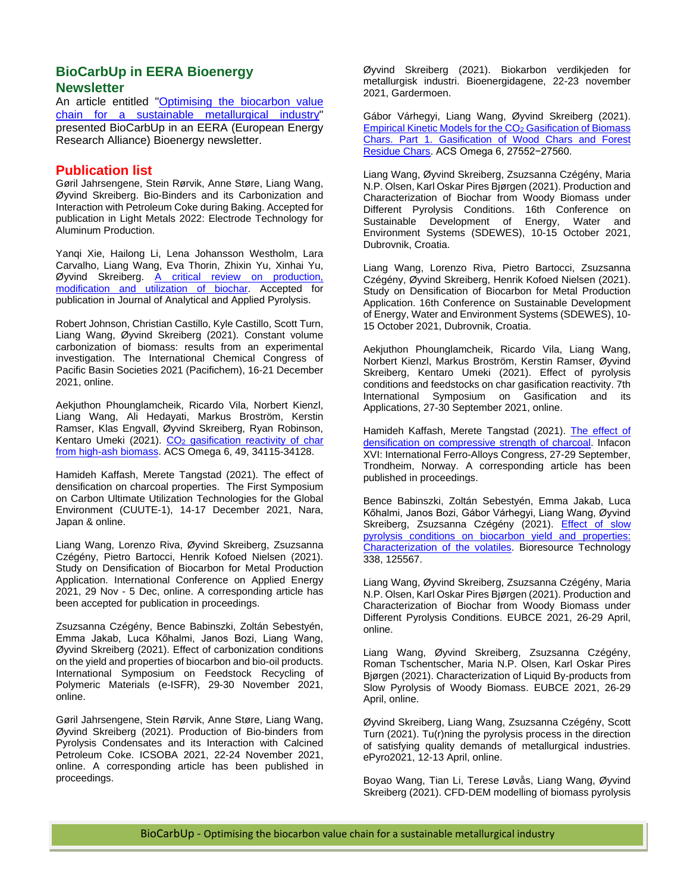## BioCarbUp in EERA Bioenergy Newsletter

An article entitled "Optimising the biocarbon value chain for a sustainable metallurgical industry" presented BioCarbUp in an EERA (European Energy Research Alliance) Bioenergy newsletter.

## Publication list

Gøril Jahrsengene, Stein Rørvik, Anne Støre, Liang Wang, Øyvind Skreiberg. Bio-Binders and its Carbonization and Interaction with Petroleum Coke during Baking. Accepted for publication in Light Metals 2022: Electrode Technology for Aluminum Production.

Yanqi Xie, Hailong Li, Lena Johansson Westholm, Lara Carvalho, Liang Wang, Eva Thorin, Zhixin Yu, Xinhai Yu, Øyvind Skreiberg. A critical review on production, modification and utilization of biochar. Accepted for publication in Journal of Analytical and Applied Pyrolysis.

Robert Johnson, Christian Castillo, Kyle Castillo, Scott Turn, Liang Wang, Øyvind Skreiberg (2021). Constant volume carbonization of biomass: results from an experimental investigation. The International Chemical Congress of Pacific Basin Societies 2021 (Pacifichem), 16-21 December 2021, online.

Aekjuthon Phounglamcheik, Ricardo Vila, Norbert Kienzl, Liang Wang, Ali Hedayati, Markus Broström, Kerstin Ramser, Klas Engvall, Øyvind Skreiberg, Ryan Robinson, Kentaro Umeki (2021). $CO_2$ gasification reactivity of char from high-ash biomass. ACS Omega 6, 49, 34115-34128.

Hamideh Kaffash, Merete Tangstad (2021). The effect of densification on charcoal properties. The First Symposium on Carbon Ultimate Utilization Technologies for the Global Environment (CUUTE-1), 14-17 December 2021, Nara, Japan & online.

Liang Wang, Lorenzo Riva, Øyvind Skreiberg, Zsuzsanna Czégény, Pietro Bartocci, Henrik Kofoed Nielsen (2021). Study on Densification of Biocarbon for Metal Production Application. International Conference on Applied Energy 2021, 29 Nov - 5 Dec, online. A corresponding article has been accepted for publication in proceedings.

Zsuzsanna Czégény, Bence Babinszki, Zoltán Sebestyén, Emma Jakab, Luca Kőhalmi, Janos Bozi, Liang Wang, Øyvind Skreiberg (2021). Effect of carbonization conditions on the yield and properties of biocarbon and bio-oil products. International Symposium on Feedstock Recycling of Polymeric Materials (e-ISFR), 29-30 November 2021, online.

Gøril Jahrsengene, Stein Rørvik, Anne Støre, Liang Wang, Øyvind Skreiberg (2021). Production of Bio-binders from Pyrolysis Condensates and its Interaction with Calcined Petroleum Coke. ICSOBA 2021, 22-24 November 2021, online. A corresponding article has been published in proceedings.

Øyvind Skreiberg (2021). Biokarbon verdikjeden for metallurgisk industri. Bioenergidagene, 22-23 november 2021, Gardermoen.

Gábor Várhegyi, Liang Wang, Øyvind Skreiberg (2021). Empirical Kinetic Models for the $CO_2$ Gasification of Biomass Chars. Part 1. Gasification of Wood Chars and Forest Residue Chars. ACS Omega 6, 27552−27560.

Liang Wang, Øyvind Skreiberg, Zsuzsanna Czégény, Maria N.P. Olsen, Karl Oskar Pires Bjørgen (2021). Production and Characterization of Biochar from Woody Biomass under Different Pyrolysis Conditions. 16th Conference on Sustainable Development of Energy, Water and Environment Systems (SDEWES), 10-15 October 2021, Dubrovnik, Croatia.

Liang Wang, Lorenzo Riva, Pietro Bartocci, Zsuzsanna Czégény, Øyvind Skreiberg, Henrik Kofoed Nielsen (2021). Study on Densification of Biocarbon for Metal Production Application. 16th Conference on Sustainable Development of Energy, Water and Environment Systems (SDEWES), 10-15 October 2021, Dubrovnik, Croatia.

Aekjuthon Phounglamcheik, Ricardo Vila, Liang Wang, Norbert Kienzl, Markus Broström, Kerstin Ramser, Øyvind Skreiberg, Kentaro Umeki (2021). Effect of pyrolysis conditions and feedstocks on char gasification reactivity. 7th International Symposium on Gasification and its Applications, 27-30 September 2021, online.

Hamideh Kaffash, Merete Tangstad (2021). The effect of densification on compressive strength of charcoal. Infacon XVI: International Ferro-Alloys Congress, 27-29 September, Trondheim, Norway. A corresponding article has been published in proceedings.

Bence Babinszki, Zoltán Sebestyén, Emma Jakab, Luca Kőhalmi, Janos Bozi, Gábor Várhegyi, Liang Wang, Øyvind Skreiberg, Zsuzsanna Czégény (2021). Effect of slow pyrolysis conditions on biocarbon yield and properties: Characterization of the volatiles. Bioresource Technology 338, 125567.

Liang Wang, Øyvind Skreiberg, Zsuzsanna Czégény, Maria N.P. Olsen, Karl Oskar Pires Bjørgen (2021). Production and Characterization of Biochar from Woody Biomass under Different Pyrolysis Conditions. EUBCE 2021, 26-29 April, online.

Liang Wang, Øyvind Skreiberg, Zsuzsanna Czégény, Roman Tschentscher, Maria N.P. Olsen, Karl Oskar Pires Bjørgen (2021). Characterization of Liquid By-products from Slow Pyrolysis of Woody Biomass. EUBCE 2021, 26-29 April, online.

Øyvind Skreiberg, Liang Wang, Zsuzsanna Czégény, Scott Turn (2021). Tu(r)ning the pyrolysis process in the direction of satisfying quality demands of metallurgical industries. ePyro2021, 12-13 April, online.

Boyao Wang, Tian Li, Terese Løvås, Liang Wang, Øyvind Skreiberg (2021). CFD-DEM modelling of biomass pyrolysis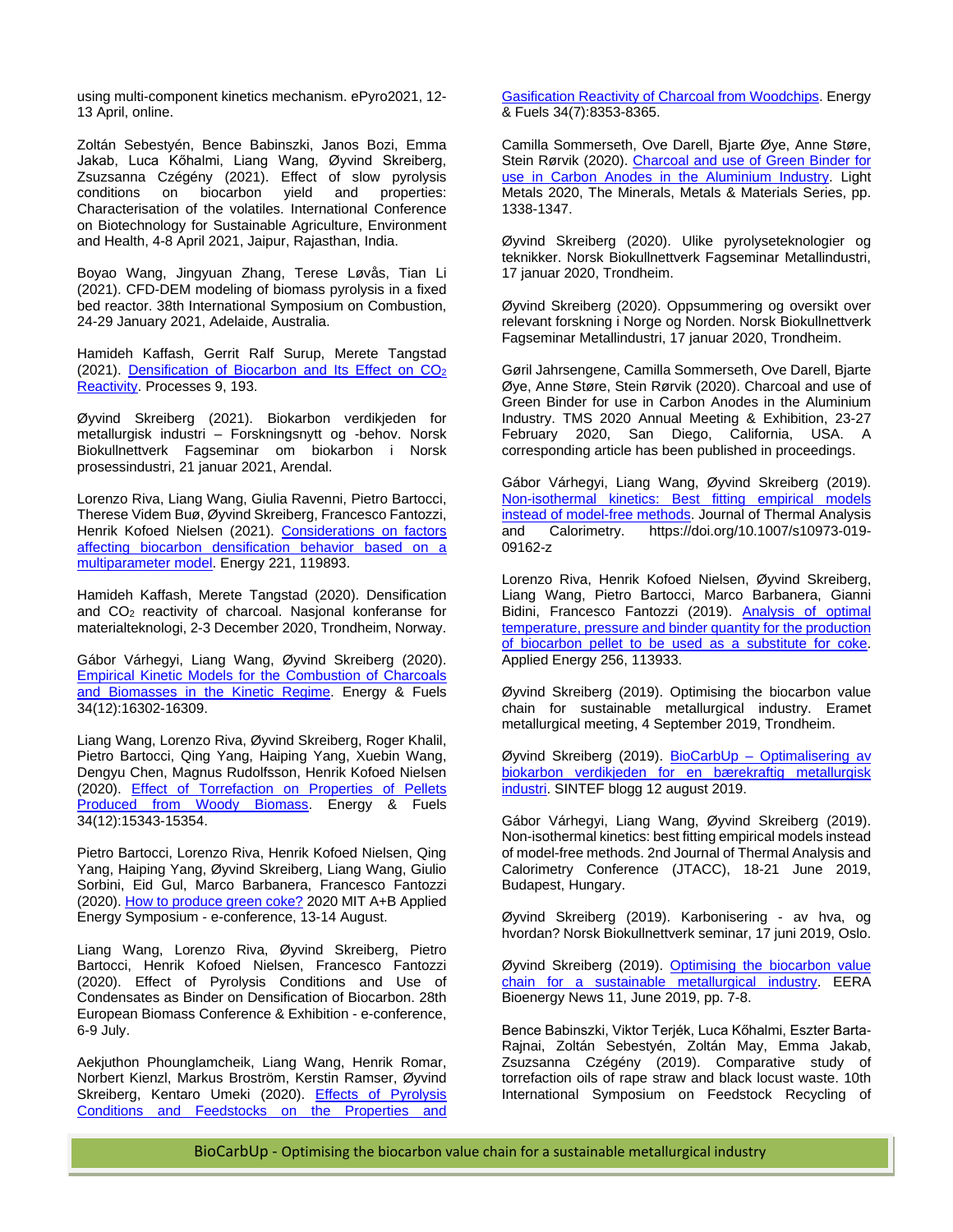using multi-component kinetics mechanism. ePyro2021, 12-13 April, online.

Zoltán Sebestyén, Bence Babinszki, Janos Bozi, Emma Jakab, Luca Kőhalmi, Liang Wang, Øyvind Skreiberg, Zsuzsanna Czégény (2021). Effect of slow pyrolysis conditions on biocarbon yield and properties: Characterisation of the volatiles. International Conference on Biotechnology for Sustainable Agriculture, Environment and Health, 4-8 April 2021, Jaipur, Rajasthan, India.

Boyao Wang, Jingyuan Zhang, Terese Løvås, Tian Li (2021). CFD-DEM modeling of biomass pyrolysis in a fixed bed reactor. 38th International Symposium on Combustion, 24-29 January 2021, Adelaide, Australia.

Hamideh Kaffash, Gerrit Ralf Surup, Merete Tangstad (2021). Densification of Biocarbon and Its Effect on $CO_2$ Reactivity. Processes 9, 193.

Øyvind Skreiberg (2021). Biokarbon verdikjeden for metallurgisk industri – Forskningsnytt og -behov. Norsk Biokullnettverk Fagseminar om biokarbon i Norsk prosessindustri, 21 januar 2021, Arendal.

Lorenzo Riva, Liang Wang, Giulia Ravenni, Pietro Bartocci, Therese Videm Buø, Øyvind Skreiberg, Francesco Fantozzi, Henrik Kofoed Nielsen (2021). Considerations on factors affecting biocarbon densification behavior based on a multiparameter model. Energy 221, 119893.

Hamideh Kaffash, Merete Tangstad (2020). Densification and $CO_2$ reactivity of charcoal. Nasjonal konferanse for materialteknologi, 2-3 December 2020, Trondheim, Norway.

Gábor Várhegyi, Liang Wang, Øyvind Skreiberg (2020). Empirical Kinetic Models for the Combustion of Charcoals and Biomasses in the Kinetic Regime. Energy & Fuels 34(12):16302-16309.

Liang Wang, Lorenzo Riva, Øyvind Skreiberg, Roger Khalil, Pietro Bartocci, Qing Yang, Haiping Yang, Xuebin Wang, Dengyu Chen, Magnus Rudolfsson, Henrik Kofoed Nielsen (2020). Effect of Torrefaction on Properties of Pellets Produced from Woody Biomass. Energy & Fuels 34(12):15343-15354.

Pietro Bartocci, Lorenzo Riva, Henrik Kofoed Nielsen, Qing Yang, Haiping Yang, Øyvind Skreiberg, Liang Wang, Giulio Sorbini, Eid Gul, Marco Barbanera, Francesco Fantozzi (2020). How to produce green coke? 2020 MIT A+B Applied Energy Symposium - e-conference, 13-14 August.

Liang Wang, Lorenzo Riva, Øyvind Skreiberg, Pietro Bartocci, Henrik Kofoed Nielsen, Francesco Fantozzi (2020). Effect of Pyrolysis Conditions and Use of Condensates as Binder on Densification of Biocarbon. 28th European Biomass Conference & Exhibition - e-conference, 6-9 July.

Aekjuthon Phounglamcheik, Liang Wang, Henrik Romar, Norbert Kienzl, Markus Broström, Kerstin Ramser, Øyvind Skreiberg, Kentaro Umeki (2020). Effects of Pyrolysis Conditions and Feedstocks on the Properties and Gasification Reactivity of Charcoal from Woodchips. Energy & Fuels 34(7):8353-8365.

Camilla Sommerseth, Ove Darell, Bjarte Øye, Anne Støre, Stein Rørvik (2020). Charcoal and use of Green Binder for use in Carbon Anodes in the Aluminium Industry. Light Metals 2020, The Minerals, Metals & Materials Series, pp. 1338-1347.

Øyvind Skreiberg (2020). Ulike pyrolyseteknologier og teknikker. Norsk Biokullnettverk Fagseminar Metallindustri, 17 januar 2020, Trondheim.

Øyvind Skreiberg (2020). Oppsummering og oversikt over relevant forskning i Norge og Norden. Norsk Biokullnettverk Fagseminar Metallindustri, 17 januar 2020, Trondheim.

Gøril Jahrsengene, Camilla Sommerseth, Ove Darell, Bjarte Øye, Anne Støre, Stein Rørvik (2020). Charcoal and use of Green Binder for use in Carbon Anodes in the Aluminium Industry. TMS 2020 Annual Meeting & Exhibition, 23-27 February 2020, San Diego, California, USA. A corresponding article has been published in proceedings.

Gábor Várhegyi, Liang Wang, Øyvind Skreiberg (2019). Non-isothermal kinetics: Best fitting empirical models instead of model-free methods. Journal of Thermal Analysis and Calorimetry. https://doi.org/10.1007/s10973-019-09162-z

Lorenzo Riva, Henrik Kofoed Nielsen, Øyvind Skreiberg, Liang Wang, Pietro Bartocci, Marco Barbanera, Gianni Bidini, Francesco Fantozzi (2019). Analysis of optimal temperature, pressure and binder quantity for the production of biocarbon pellet to be used as a substitute for coke. Applied Energy 256, 113933.

Øyvind Skreiberg (2019). Optimising the biocarbon value chain for sustainable metallurgical industry. Eramet metallurgical meeting, 4 September 2019, Trondheim.

Øyvind Skreiberg (2019). BioCarbUp – Optimalisering av biokarbon verdikjeden for en bærekraftig metallurgisk industri. SINTEF blogg 12 august 2019.

Gábor Várhegyi, Liang Wang, Øyvind Skreiberg (2019). Non-isothermal kinetics: best fitting empirical models instead of model-free methods. 2nd Journal of Thermal Analysis and Calorimetry Conference (JTACC), 18-21 June 2019, Budapest, Hungary.

Øyvind Skreiberg (2019). Karbonisering - av hva, og hvordan? Norsk Biokullnettverk seminar, 17 juni 2019, Oslo.

Øyvind Skreiberg (2019). Optimising the biocarbon value chain for a sustainable metallurgical industry. EERA Bioenergy News 11, June 2019, pp. 7-8.

Bence Babinszki, Viktor Terjék, Luca Kőhalmi, Eszter Barta-Rajnai, Zoltán Sebestyén, Zoltán May, Emma Jakab, Zsuzsanna Czégény (2019). Comparative study of torrefaction oils of rape straw and black locust waste. 10th International Symposium on Feedstock Recycling of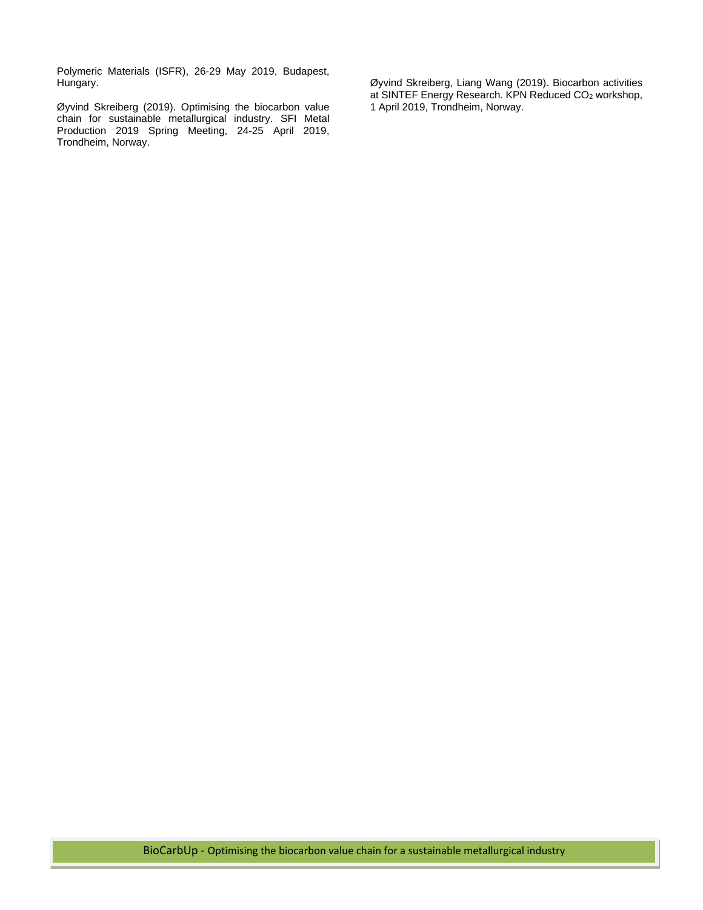Polymeric Materials (ISFR), 26-29 May 2019, Budapest, Hungary.

Øyvind Skreiberg (2019). Optimising the biocarbon value chain for sustainable metallurgical industry. SFI Metal Production 2019 Spring Meeting, 24-25 April 2019, Trondheim, Norway.

Øyvind Skreiberg, Liang Wang (2019). Biocarbon activities at SINTEF Energy Research. KPN Reduced $CO_2$ workshop, 1 April 2019, Trondheim, Norway.